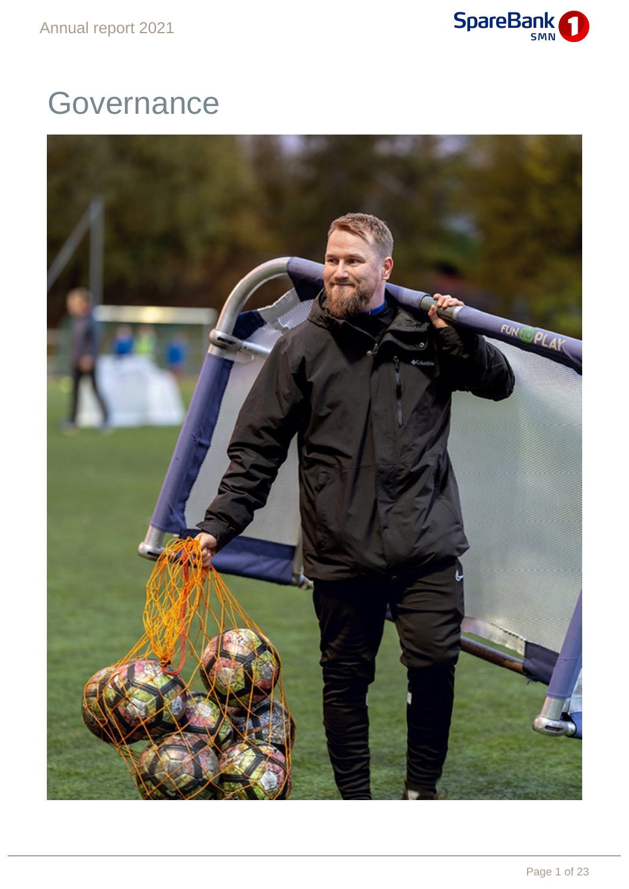# Governance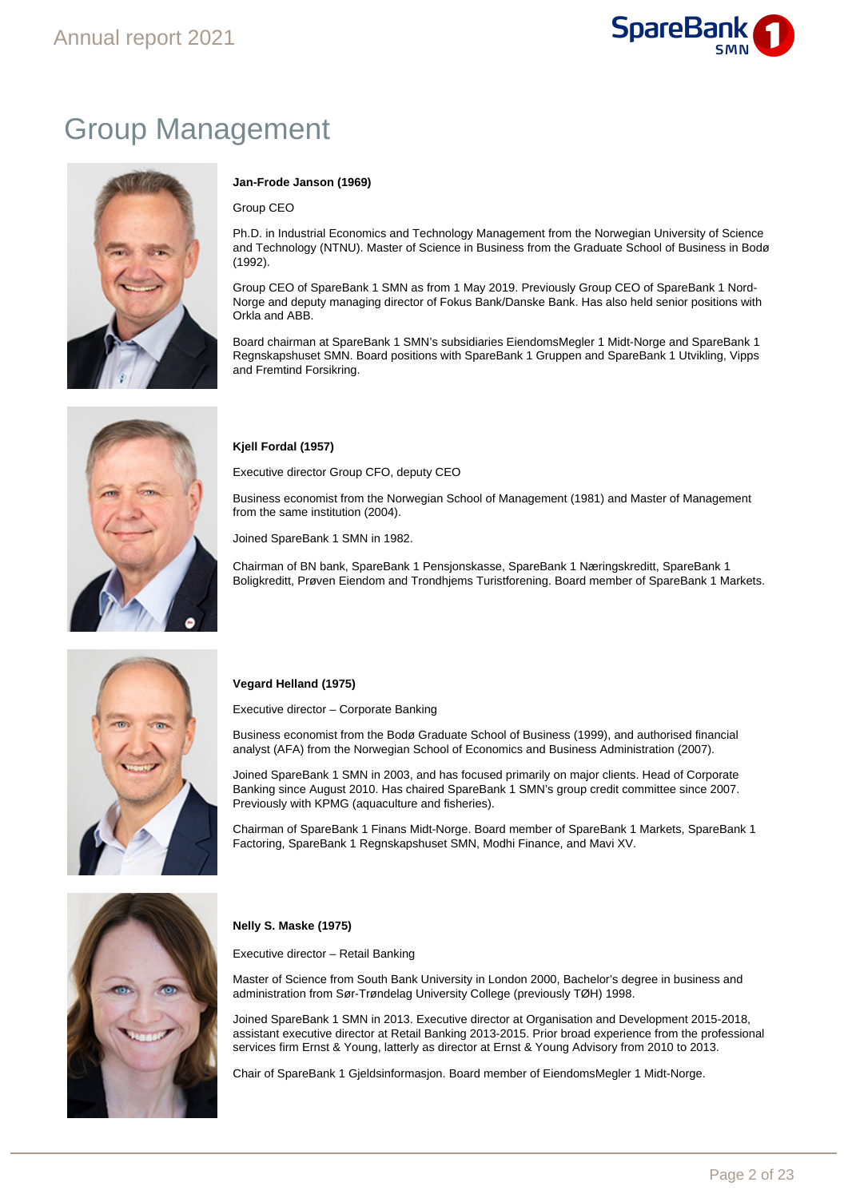# Group Management

**Jan-Frode Janson (1969)**

Group CEO

Ph.D. in Industrial Economics and Technology Management from the Norwegian University of Science and Technology (NTNU). Master of Science in Business from the Graduate School of Business in Bodø (1992).

Group CEO of SpareBank 1 SMN as from 1 May 2019. Previously Group CEO of SpareBank 1 Nord-Norge and deputy managing director of Fokus Bank/Danske Bank. Has also held senior positions with Orkla and ABB.

Board chairman at SpareBank 1 SMN's subsidiaries EiendomsMegler 1 Midt-Norge and SpareBank 1 Regnskapshuset SMN. Board positions with SpareBank 1 Gruppen and SpareBank 1 Utvikling, Vipps and Fremtind Forsikring.

**Kjell Fordal (1957)**

Executive director Group CFO, deputy CEO

Business economist from the Norwegian School of Management (1981) and Master of Management from the same institution (2004).

Joined SpareBank 1 SMN in 1982.

Chairman of BN bank, SpareBank 1 Pensjonskasse, SpareBank 1 Næringskreditt, SpareBank 1 Boligkreditt, Prøven Eiendom and Trondhjems Turistforening. Board member of SpareBank 1 Markets.

**Vegard Helland (1975)**

Executive director – Corporate Banking

Business economist from the Bodø Graduate School of Business (1999), and authorised financial analyst (AFA) from the Norwegian School of Economics and Business Administration (2007).

Joined SpareBank 1 SMN in 2003, and has focused primarily on major clients. Head of Corporate Banking since August 2010. Has chaired SpareBank 1 SMN's group credit committee since 2007. Previously with KPMG (aquaculture and fisheries).

Chairman of SpareBank 1 Finans Midt-Norge. Board member of SpareBank 1 Markets, SpareBank 1 Factoring, SpareBank 1 Regnskapshuset SMN, Modhi Finance, and Mavi XV.

**Nelly S. Maske (1975)**

Executive director – Retail Banking

Master of Science from South Bank University in London 2000, Bachelor's degree in business and administration from Sør-Trøndelag University College (previously TØH) 1998.

Joined SpareBank 1 SMN in 2013. Executive director at Organisation and Development 2015-2018, assistant executive director at Retail Banking 2013-2015. Prior broad experience from the professional services firm Ernst & Young, latterly as director at Ernst & Young Advisory from 2010 to 2013.

Chair of SpareBank 1 Gjeldsinformasjon. Board member of EiendomsMegler 1 Midt-Norge.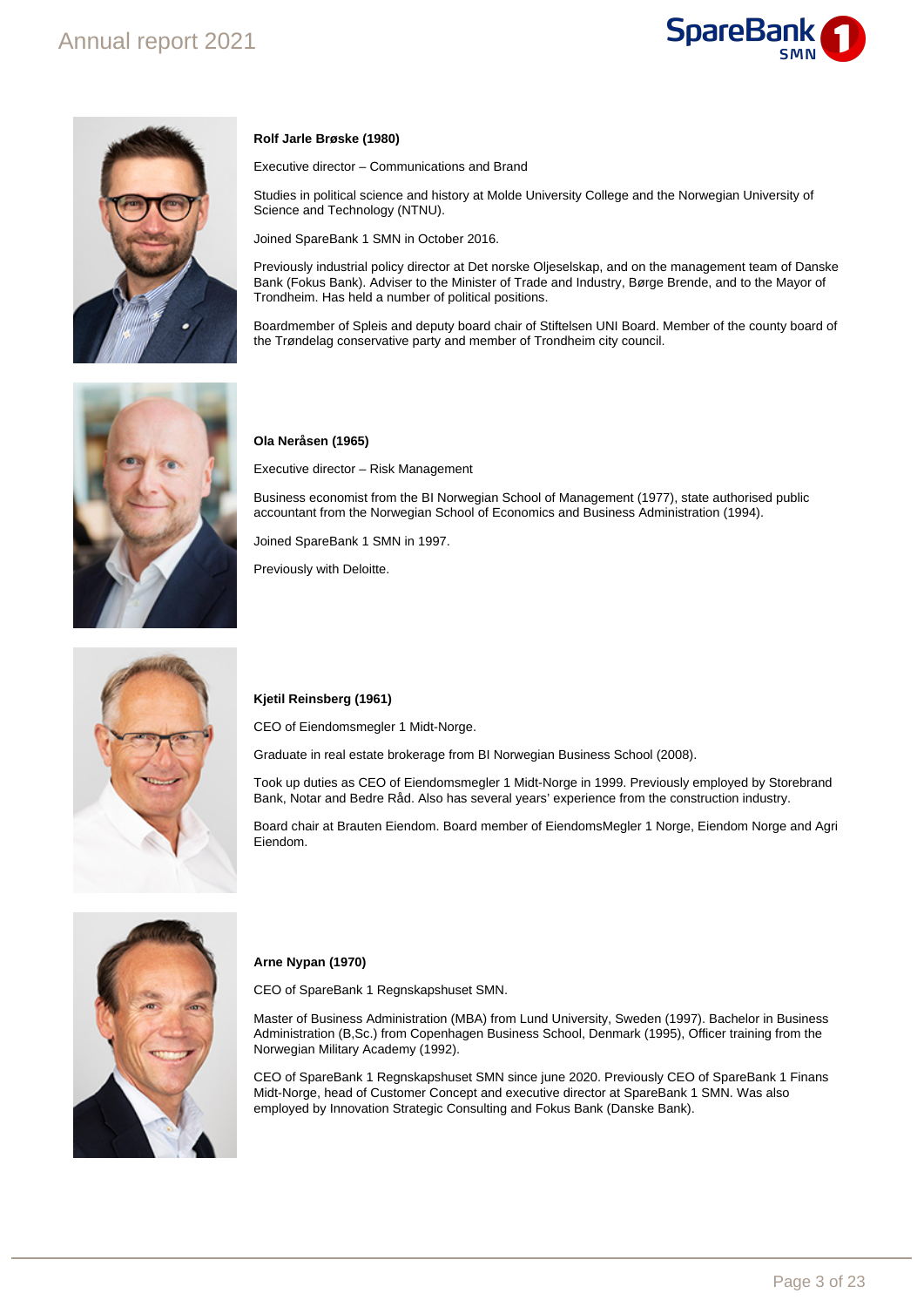**Rolf Jarle Brøske (1980)**

Executive director – Communications and Brand

Studies in political science and history at Molde University College and the Norwegian University of Science and Technology (NTNU).

Joined SpareBank 1 SMN in October 2016.

Previously industrial policy director at Det norske Oljeselskap, and on the management team of Danske Bank (Fokus Bank). Adviser to the Minister of Trade and Industry, Børge Brende, and to the Mayor of Trondheim. Has held a number of political positions.

Boardmember of Spleis and deputy board chair of Stiftelsen UNI Board. Member of the county board of the Trøndelag conservative party and member of Trondheim city council.

**Ola Neråsen (1965)**

Executive director – Risk Management

Business economist from the BI Norwegian School of Management (1977), state authorised public accountant from the Norwegian School of Economics and Business Administration (1994).

Joined SpareBank 1 SMN in 1997.

Previously with Deloitte.

**Kjetil Reinsberg (1961)**

CEO of Eiendomsmegler 1 Midt-Norge.

Graduate in real estate brokerage from BI Norwegian Business School (2008).

Took up duties as CEO of Eiendomsmegler 1 Midt-Norge in 1999. Previously employed by Storebrand Bank, Notar and Bedre Råd. Also has several years' experience from the construction industry.

Board chair at Brauten Eiendom. Board member of EiendomsMegler 1 Norge, Eiendom Norge and Agri Eiendom.

**Arne Nypan (1970)**

CEO of SpareBank 1 Regnskapshuset SMN.

Master of Business Administration (MBA) from Lund University, Sweden (1997). Bachelor in Business Administration (B,Sc.) from Copenhagen Business School, Denmark (1995), Officer training from the Norwegian Military Academy (1992).

CEO of SpareBank 1 Regnskapshuset SMN since june 2020. Previously CEO of SpareBank 1 Finans Midt-Norge, head of Customer Concept and executive director at SpareBank 1 SMN. Was also employed by Innovation Strategic Consulting and Fokus Bank (Danske Bank).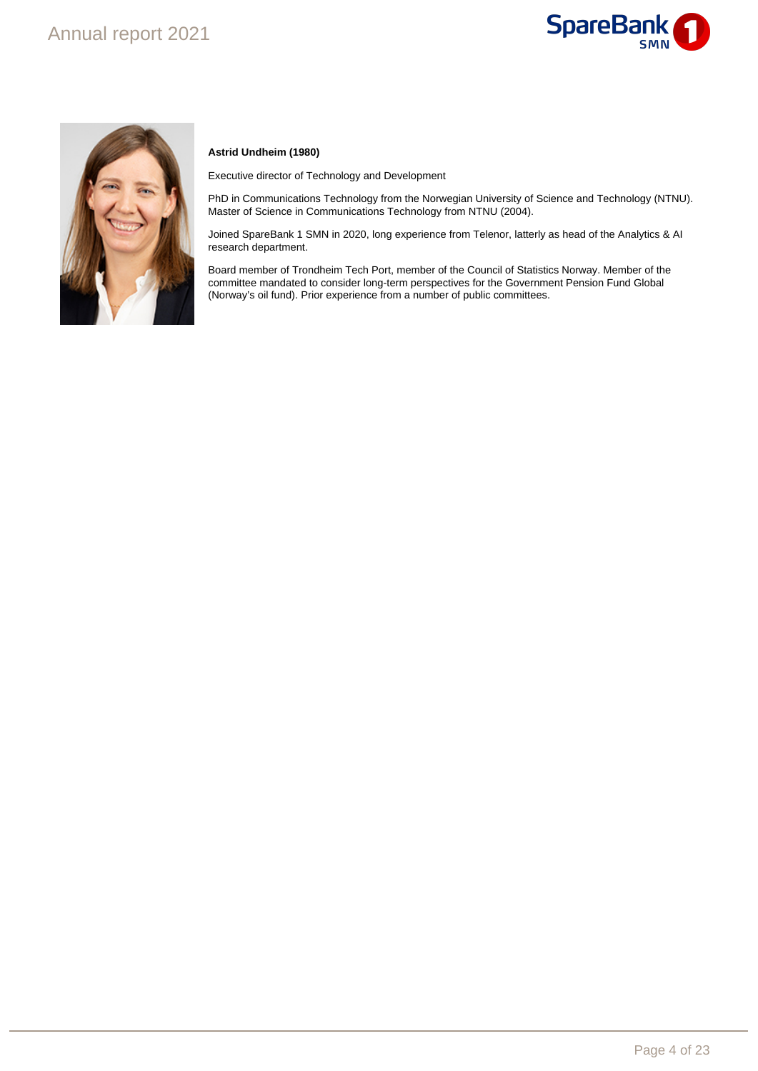**Astrid Undheim (1980)**

Executive director of Technology and Development

PhD in Communications Technology from the Norwegian University of Science and Technology (NTNU). Master of Science in Communications Technology from NTNU (2004).

Joined SpareBank 1 SMN in 2020, long experience from Telenor, latterly as head of the Analytics & AI research department.

Board member of Trondheim Tech Port, member of the Council of Statistics Norway. Member of the committee mandated to consider long-term perspectives for the Government Pension Fund Global (Norway's oil fund). Prior experience from a number of public committees.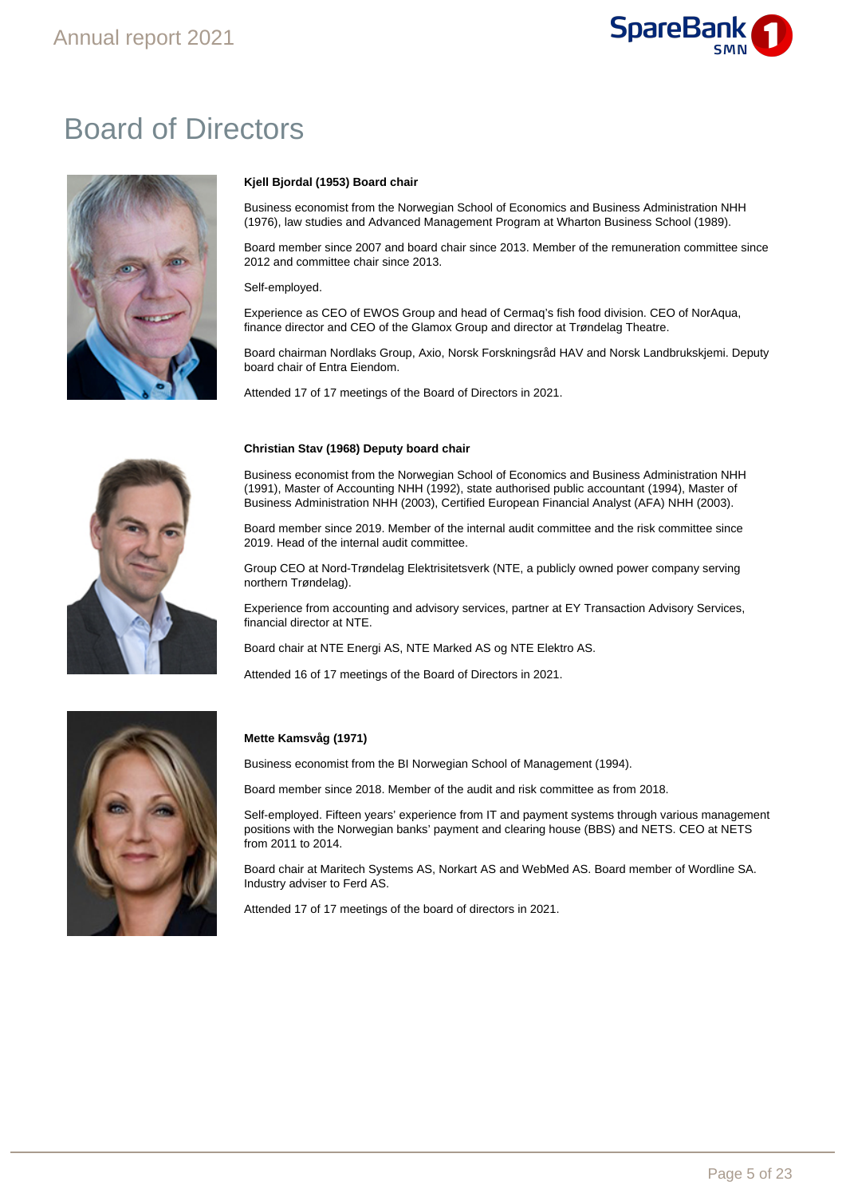# Board of Directors

**Kjell Bjordal (1953) Board chair**

Business economist from the Norwegian School of Economics and Business Administration NHH (1976), law studies and Advanced Management Program at Wharton Business School (1989).

Board member since 2007 and board chair since 2013. Member of the remuneration committee since 2012 and committee chair since 2013.

Self-employed.

Experience as CEO of EWOS Group and head of Cermaq's fish food division. CEO of NorAqua, finance director and CEO of the Glamox Group and director at Trøndelag Theatre.

Board chairman Nordlaks Group, Axio, Norsk Forskningsråd HAV and Norsk Landbrukskjemi. Deputy board chair of Entra Eiendom.

Attended 17 of 17 meetings of the Board of Directors in 2021.

**Christian Stav (1968) Deputy board chair**

Business economist from the Norwegian School of Economics and Business Administration NHH (1991), Master of Accounting NHH (1992), state authorised public accountant (1994), Master of Business Administration NHH (2003), Certified European Financial Analyst (AFA) NHH (2003).

Board member since 2019. Member of the internal audit committee and the risk committee since 2019. Head of the internal audit committee.

Group CEO at Nord-Trøndelag Elektrisitetsverk (NTE, a publicly owned power company serving northern Trøndelag).

Experience from accounting and advisory services, partner at EY Transaction Advisory Services, financial director at NTE.

Board chair at NTE Energi AS, NTE Marked AS og NTE Elektro AS.

Attended 16 of 17 meetings of the Board of Directors in 2021.

**Mette Kamsvåg (1971)**

Business economist from the BI Norwegian School of Management (1994).

Board member since 2018. Member of the audit and risk committee as from 2018.

Self-employed. Fifteen years' experience from IT and payment systems through various management positions with the Norwegian banks' payment and clearing house (BBS) and NETS. CEO at NETS from 2011 to 2014.

Board chair at Maritech Systems AS, Norkart AS and WebMed AS. Board member of Wordline SA. Industry adviser to Ferd AS.

Attended 17 of 17 meetings of the board of directors in 2021.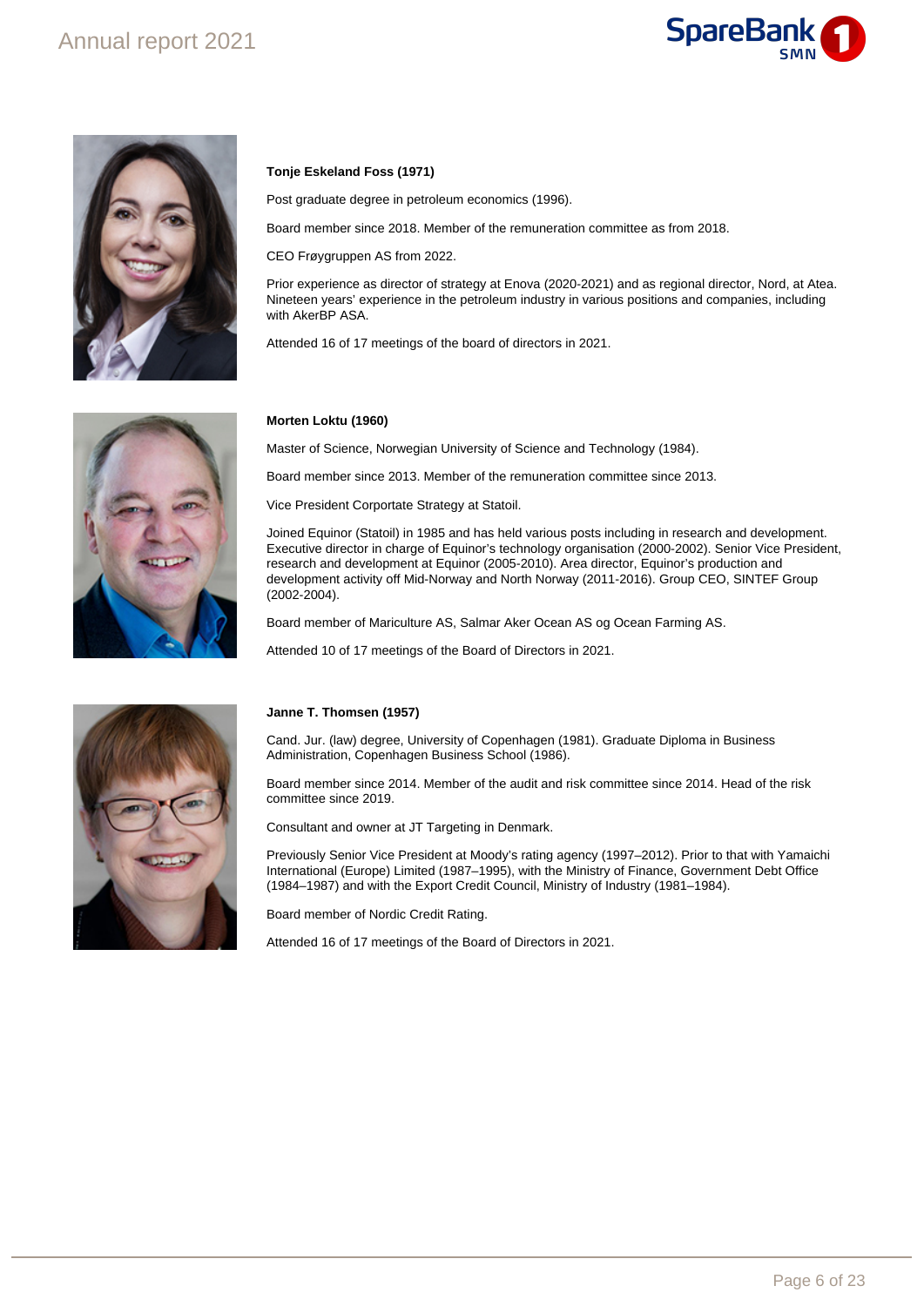**Tonje Eskeland Foss (1971)**

Post graduate degree in petroleum economics (1996).

Board member since 2018. Member of the remuneration committee as from 2018.

CEO Frøygruppen AS from 2022.

Prior experience as director of strategy at Enova (2020-2021) and as regional director, Nord, at Atea. Nineteen years' experience in the petroleum industry in various positions and companies, including with AkerBP ASA.

Attended 16 of 17 meetings of the board of directors in 2021.

**Morten Loktu (1960)**

Master of Science, Norwegian University of Science and Technology (1984).

Board member since 2013. Member of the remuneration committee since 2013.

Vice President Corportate Strategy at Statoil.

Joined Equinor (Statoil) in 1985 and has held various posts including in research and development. Executive director in charge of Equinor's technology organisation (2000-2002). Senior Vice President, research and development at Equinor (2005-2010). Area director, Equinor's production and development activity off Mid-Norway and North Norway (2011-2016). Group CEO, SINTEF Group (2002-2004).

Board member of Mariculture AS, Salmar Aker Ocean AS og Ocean Farming AS.

Attended 10 of 17 meetings of the Board of Directors in 2021.

**Janne T. Thomsen (1957)**

Cand. Jur. (law) degree, University of Copenhagen (1981). Graduate Diploma in Business Administration, Copenhagen Business School (1986).

Board member since 2014. Member of the audit and risk committee since 2014. Head of the risk committee since 2019.

Consultant and owner at JT Targeting in Denmark.

Previously Senior Vice President at Moody's rating agency (1997–2012). Prior to that with Yamaichi International (Europe) Limited (1987–1995), with the Ministry of Finance, Government Debt Office (1984–1987) and with the Export Credit Council, Ministry of Industry (1981–1984).

Board member of Nordic Credit Rating.

Attended 16 of 17 meetings of the Board of Directors in 2021.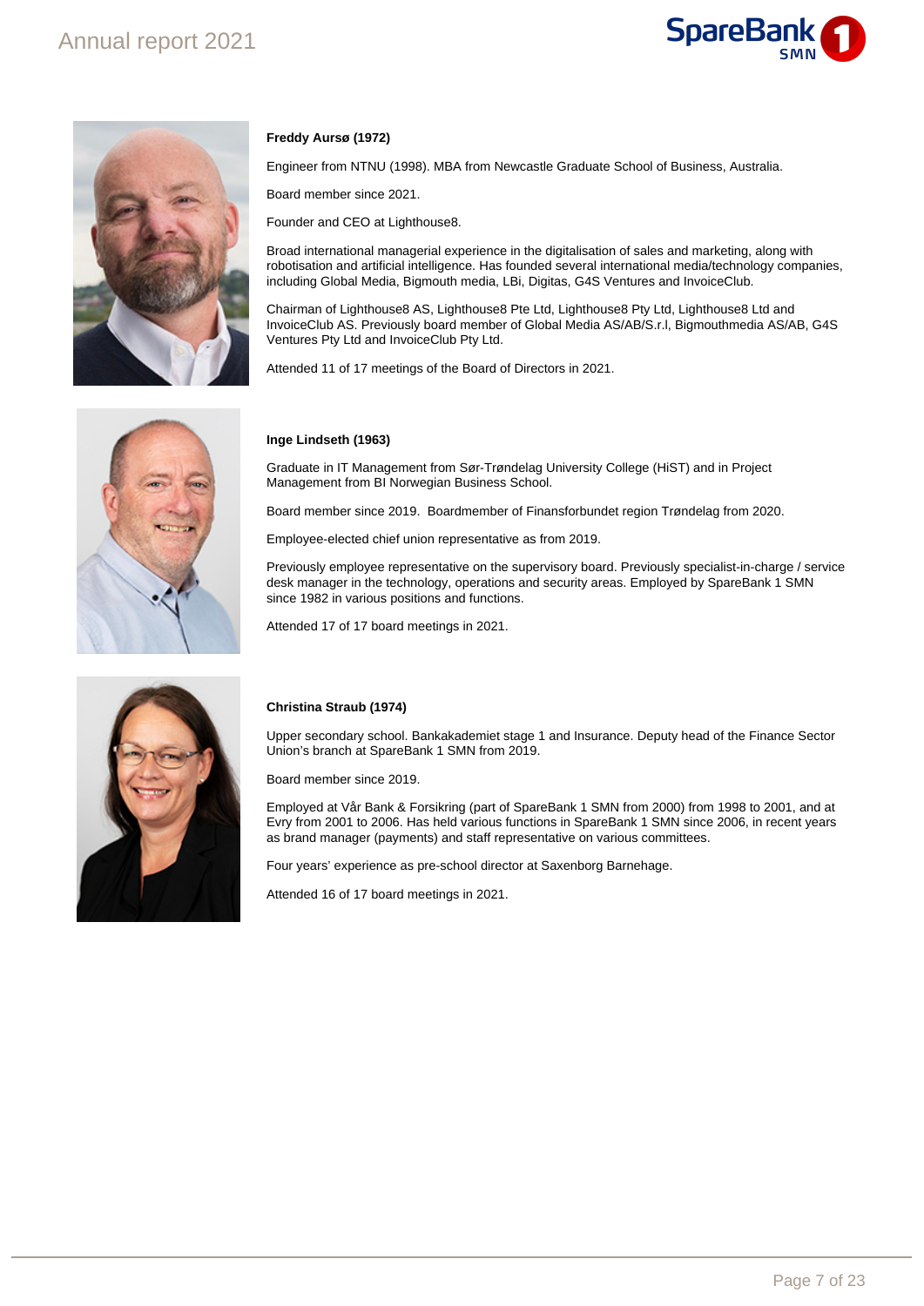**Freddy Aursø (1972)**

Engineer from NTNU (1998). MBA from Newcastle Graduate School of Business, Australia.

Board member since 2021.

Founder and CEO at Lighthouse8.

Broad international managerial experience in the digitalisation of sales and marketing, along with robotisation and artificial intelligence. Has founded several international media/technology companies, including Global Media, Bigmouth media, LBi, Digitas, G4S Ventures and InvoiceClub.

Chairman of Lighthouse8 AS, Lighthouse8 Pte Ltd, Lighthouse8 Pty Ltd, Lighthouse8 Ltd and InvoiceClub AS. Previously board member of Global Media AS/AB/S.r.l, Bigmouthmedia AS/AB, G4S Ventures Pty Ltd and InvoiceClub Pty Ltd.

Attended 11 of 17 meetings of the Board of Directors in 2021.

**Inge Lindseth (1963)**

Graduate in IT Management from Sør-Trøndelag University College (HiST) and in Project Management from BI Norwegian Business School.

Board member since 2019. Boardmember of Finansforbundet region Trøndelag from 2020.

Employee-elected chief union representative as from 2019.

Previously employee representative on the supervisory board. Previously specialist-in-charge / service desk manager in the technology, operations and security areas. Employed by SpareBank 1 SMN since 1982 in various positions and functions.

Attended 17 of 17 board meetings in 2021.

**Christina Straub (1974)**

Upper secondary school. Bankakademiet stage 1 and Insurance. Deputy head of the Finance Sector Union's branch at SpareBank 1 SMN from 2019.

Board member since 2019.

Employed at Vår Bank & Forsikring (part of SpareBank 1 SMN from 2000) from 1998 to 2001, and at Evry from 2001 to 2006. Has held various functions in SpareBank 1 SMN since 2006, in recent years as brand manager (payments) and staff representative on various committees.

Four years' experience as pre-school director at Saxenborg Barnehage.

Attended 16 of 17 board meetings in 2021.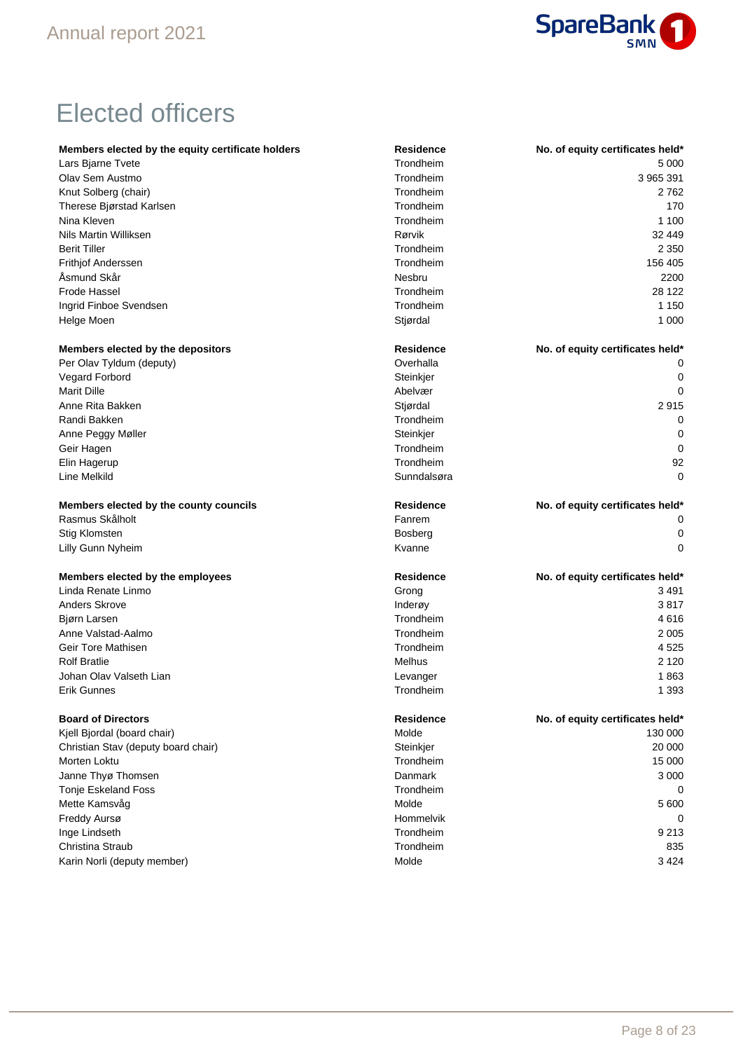# Elected officers

| Members elected by the equity certificate holders | Residence | No. of equity certificates held* |
|---|---|---|
| Lars Bjarne Tvete | Trondheim | 5 000 |
| Olav Sem Austmo | Trondheim | 3 965 391 |
| Knut Solberg (chair) | Trondheim | 2 762 |
| Therese Bjørstad Karlsen | Trondheim | 170 |
| Nina Kleven | Trondheim | 1 100 |
| Nils Martin Williksen | Rørvik | 32 449 |
| Berit Tiller | Trondheim | 2 350 |
| Frithjof Anderssen | Trondheim | 156 405 |
| Åsmund Skår | Nesbru | 2200 |
| Frode Hassel | Trondheim | 28 122 |
| Ingrid Finboe Svendsen | Trondheim | 1 150 |
| Helge Moen | Stjørdal | 1 000 |

| Members elected by the depositors | Residence | No. of equity certificates held* |
|---|---|---|
| Per Olav Tyldum (deputy) | Overhalla | 0 |
| Vegard Forbord | Steinkjer | 0 |
| Marit Dille | Abelvær | 0 |
| Anne Rita Bakken | Stjørdal | 2 915 |
| Randi Bakken | Trondheim | 0 |
| Anne Peggy Møller | Steinkjer | 0 |
| Geir Hagen | Trondheim | 0 |
| Elin Hagerup | Trondheim | 92 |
| Line Melkild | Sunndalsøra | 0 |

| Members elected by the county councils | Residence | No. of equity certificates held* |
|---|---|---|
| Rasmus Skålholt | Fanrem | 0 |
| Stig Klomsten | Bosberg | 0 |
| Lilly Gunn Nyheim | Kvanne | 0 |

| Members elected by the employees | Residence | No. of equity certificates held* |
|---|---|---|
| Linda Renate Linmo | Grong | 3 491 |
| Anders Skrove | Inderøy | 3 817 |
| Bjørn Larsen | Trondheim | 4 616 |
| Anne Valstad-Aalmo | Trondheim | 2 005 |
| Geir Tore Mathisen | Trondheim | 4 525 |
| Rolf Bratlie | Melhus | 2 120 |
| Johan Olav Valseth Lian | Levanger | 1 863 |
| Erik Gunnes | Trondheim | 1 393 |

| Board of Directors | Residence | No. of equity certificates held* |
|---|---|---|
| Kjell Bjordal (board chair) | Molde | 130 000 |
| Christian Stav (deputy board chair) | Steinkjer | 20 000 |
| Morten Loktu | Trondheim | 15 000 |
| Janne Thyø Thomsen | Danmark | 3 000 |
| Tonje Eskeland Foss | Trondheim | 0 |
| Mette Kamsvåg | Molde | 5 600 |
| Freddy Aursø | Hommelvik | 0 |
| Inge Lindseth | Trondheim | 9 213 |
| Christina Straub | Trondheim | 835 |
| Karin Norli (deputy member) | Molde | 3 424 |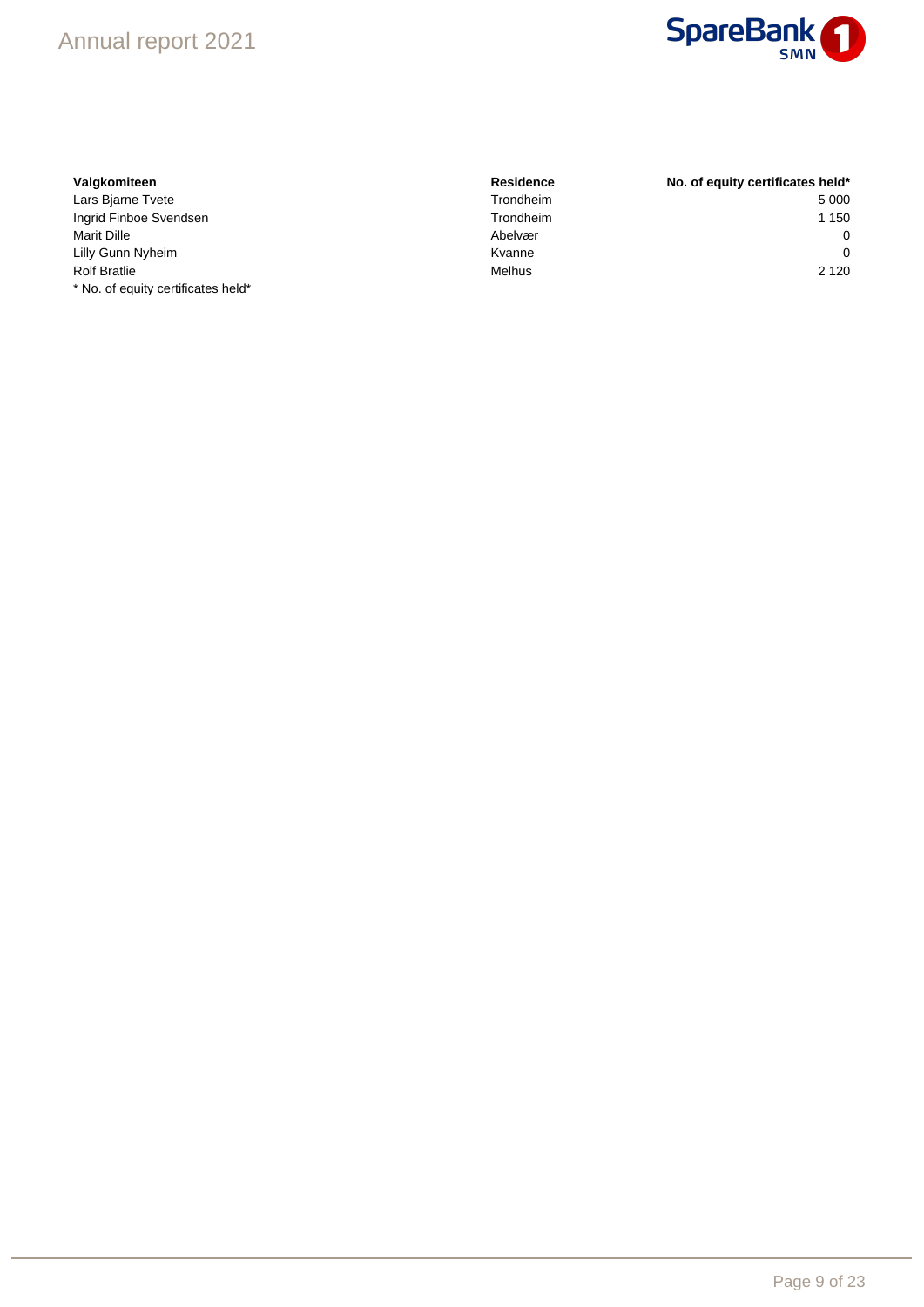| Valgkomiteen | Residence | No. of equity certificates held* |
| --- | --- | --- |
| Lars Bjarne Tvete | Trondheim | 5 000 |
| Ingrid Finboe Svendsen | Trondheim | 1 150 |
| Marit Dille | Abelvær | 0 |
| Lilly Gunn Nyheim | Kvanne | 0 |
| Rolf Bratlie | Melhus | 2 120 |

* No. of equity certificates held*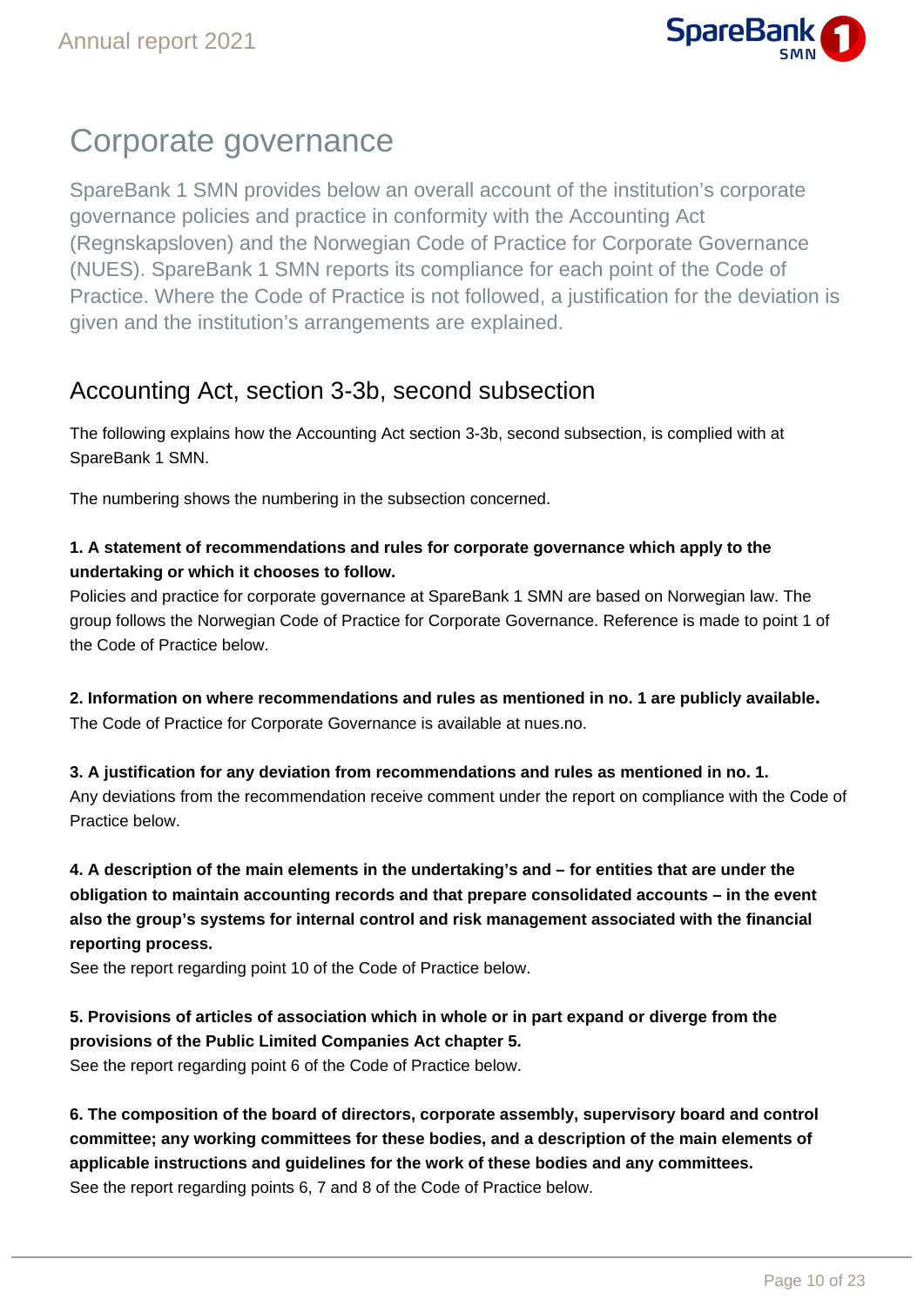# Corporate governance

SpareBank 1 SMN provides below an overall account of the institution's corporate governance policies and practice in conformity with the Accounting Act (Regnskapsloven) and the Norwegian Code of Practice for Corporate Governance (NUES). SpareBank 1 SMN reports its compliance for each point of the Code of Practice. Where the Code of Practice is not followed, a justification for the deviation is given and the institution's arrangements are explained.

## Accounting Act, section 3-3b, second subsection

The following explains how the Accounting Act section 3-3b, second subsection, is complied with at SpareBank 1 SMN.

The numbering shows the numbering in the subsection concerned.

**1. A statement of recommendations and rules for corporate governance which apply to the undertaking or which it chooses to follow.**
Policies and practice for corporate governance at SpareBank 1 SMN are based on Norwegian law. The group follows the Norwegian Code of Practice for Corporate Governance. Reference is made to point 1 of the Code of Practice below.

**2. Information on where recommendations and rules as mentioned in no. 1 are publicly available.**
The Code of Practice for Corporate Governance is available at nues.no.

**3. A justification for any deviation from recommendations and rules as mentioned in no. 1.**
Any deviations from the recommendation receive comment under the report on compliance with the Code of Practice below.

**4. A description of the main elements in the undertaking's and – for entities that are under the obligation to maintain accounting records and that prepare consolidated accounts – in the event also the group's systems for internal control and risk management associated with the financial reporting process.**
See the report regarding point 10 of the Code of Practice below.

**5. Provisions of articles of association which in whole or in part expand or diverge from the provisions of the Public Limited Companies Act chapter 5.**
See the report regarding point 6 of the Code of Practice below.

**6. The composition of the board of directors, corporate assembly, supervisory board and control committee; any working committees for these bodies, and a description of the main elements of applicable instructions and guidelines for the work of these bodies and any committees.**
See the report regarding points 6, 7 and 8 of the Code of Practice below.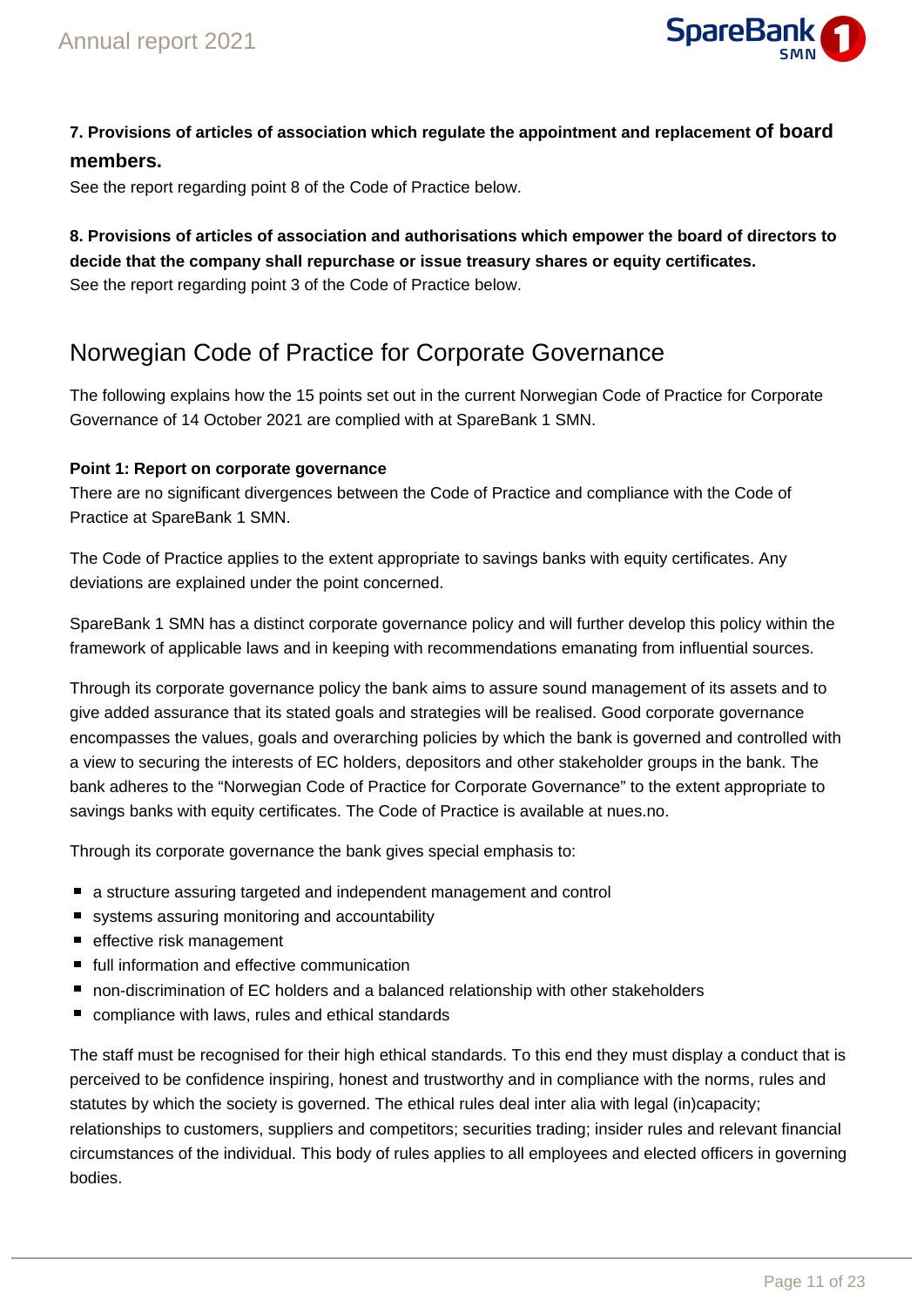**7. Provisions of articles of association which regulate the appointment and replacement of board members.**

See the report regarding point 8 of the Code of Practice below.

**8. Provisions of articles of association and authorisations which empower the board of directors to decide that the company shall repurchase or issue treasury shares or equity certificates.**

See the report regarding point 3 of the Code of Practice below.

## Norwegian Code of Practice for Corporate Governance

The following explains how the 15 points set out in the current Norwegian Code of Practice for Corporate Governance of 14 October 2021 are complied with at SpareBank 1 SMN.

**Point 1: Report on corporate governance**

There are no significant divergences between the Code of Practice and compliance with the Code of Practice at SpareBank 1 SMN.

The Code of Practice applies to the extent appropriate to savings banks with equity certificates. Any deviations are explained under the point concerned.

SpareBank 1 SMN has a distinct corporate governance policy and will further develop this policy within the framework of applicable laws and in keeping with recommendations emanating from influential sources.

Through its corporate governance policy the bank aims to assure sound management of its assets and to give added assurance that its stated goals and strategies will be realised. Good corporate governance encompasses the values, goals and overarching policies by which the bank is governed and controlled with a view to securing the interests of EC holders, depositors and other stakeholder groups in the bank. The bank adheres to the "Norwegian Code of Practice for Corporate Governance" to the extent appropriate to savings banks with equity certificates. The Code of Practice is available at nues.no.

Through its corporate governance the bank gives special emphasis to:

- a structure assuring targeted and independent management and control
- systems assuring monitoring and accountability
- effective risk management
- full information and effective communication
- non-discrimination of EC holders and a balanced relationship with other stakeholders
- compliance with laws, rules and ethical standards

The staff must be recognised for their high ethical standards. To this end they must display a conduct that is perceived to be confidence inspiring, honest and trustworthy and in compliance with the norms, rules and statutes by which the society is governed. The ethical rules deal inter alia with legal (in)capacity; relationships to customers, suppliers and competitors; securities trading; insider rules and relevant financial circumstances of the individual. This body of rules applies to all employees and elected officers in governing bodies.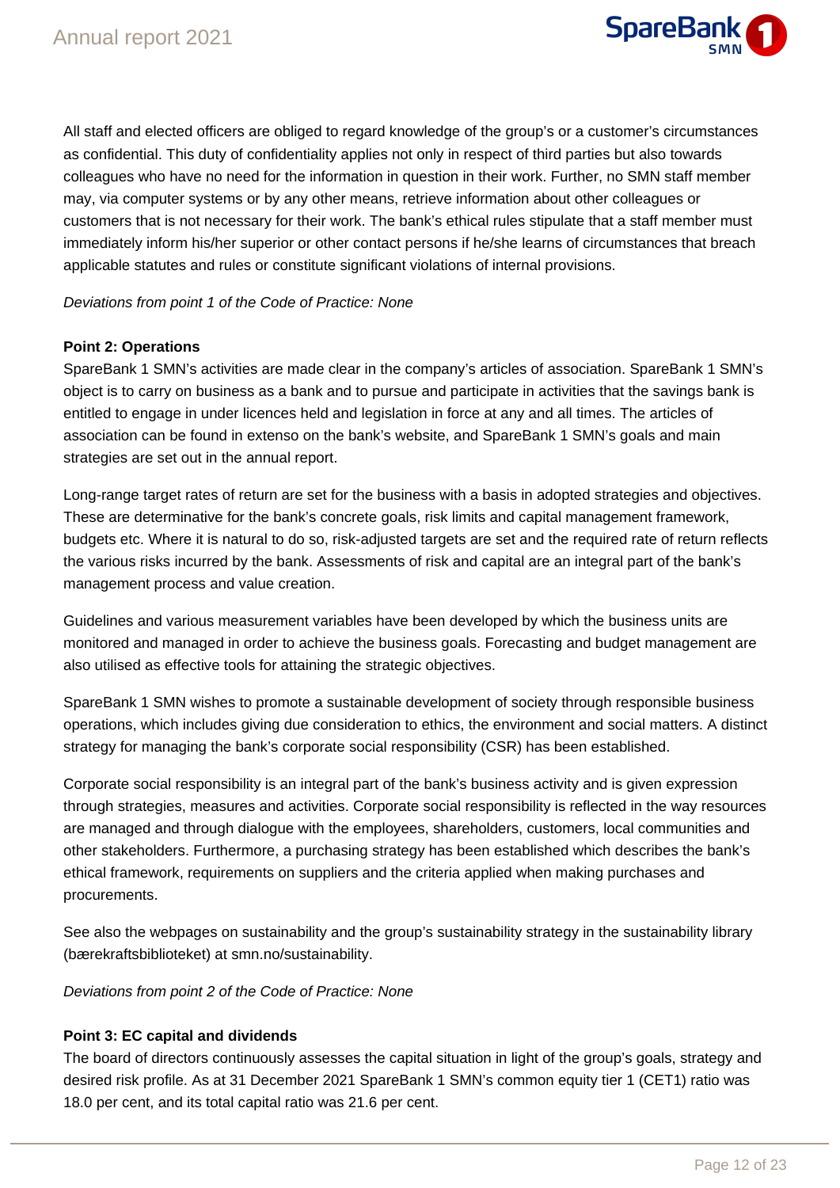All staff and elected officers are obliged to regard knowledge of the group's or a customer's circumstances as confidential. This duty of confidentiality applies not only in respect of third parties but also towards colleagues who have no need for the information in question in their work. Further, no SMN staff member may, via computer systems or by any other means, retrieve information about other colleagues or customers that is not necessary for their work. The bank's ethical rules stipulate that a staff member must immediately inform his/her superior or other contact persons if he/she learns of circumstances that breach applicable statutes and rules or constitute significant violations of internal provisions.

*Deviations from point 1 of the Code of Practice: None*

**Point 2: Operations**

SpareBank 1 SMN's activities are made clear in the company's articles of association. SpareBank 1 SMN's object is to carry on business as a bank and to pursue and participate in activities that the savings bank is entitled to engage in under licences held and legislation in force at any and all times. The articles of association can be found in extenso on the bank's website, and SpareBank 1 SMN's goals and main strategies are set out in the annual report.

Long-range target rates of return are set for the business with a basis in adopted strategies and objectives. These are determinative for the bank's concrete goals, risk limits and capital management framework, budgets etc. Where it is natural to do so, risk-adjusted targets are set and the required rate of return reflects the various risks incurred by the bank. Assessments of risk and capital are an integral part of the bank's management process and value creation.

Guidelines and various measurement variables have been developed by which the business units are monitored and managed in order to achieve the business goals. Forecasting and budget management are also utilised as effective tools for attaining the strategic objectives.

SpareBank 1 SMN wishes to promote a sustainable development of society through responsible business operations, which includes giving due consideration to ethics, the environment and social matters. A distinct strategy for managing the bank's corporate social responsibility (CSR) has been established.

Corporate social responsibility is an integral part of the bank's business activity and is given expression through strategies, measures and activities. Corporate social responsibility is reflected in the way resources are managed and through dialogue with the employees, shareholders, customers, local communities and other stakeholders. Furthermore, a purchasing strategy has been established which describes the bank's ethical framework, requirements on suppliers and the criteria applied when making purchases and procurements.

See also the webpages on sustainability and the group's sustainability strategy in the sustainability library (bærekraftsbiblioteket) at smn.no/sustainability.

*Deviations from point 2 of the Code of Practice: None*

**Point 3: EC capital and dividends**

The board of directors continuously assesses the capital situation in light of the group's goals, strategy and desired risk profile. As at 31 December 2021 SpareBank 1 SMN's common equity tier 1 (CET1) ratio was 18.0 per cent, and its total capital ratio was 21.6 per cent.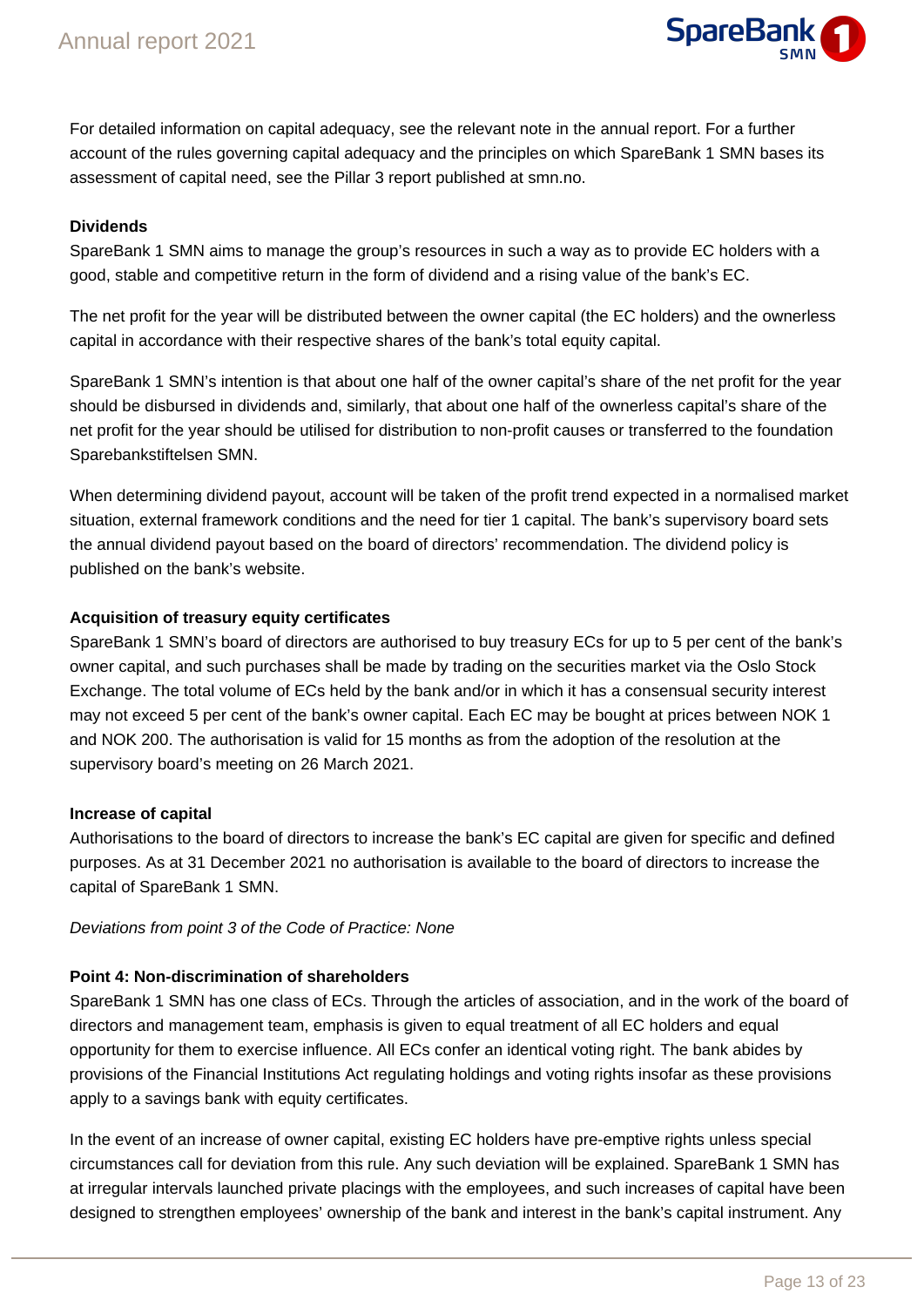For detailed information on capital adequacy, see the relevant note in the annual report. For a further account of the rules governing capital adequacy and the principles on which SpareBank 1 SMN bases its assessment of capital need, see the Pillar 3 report published at smn.no.

**Dividends**

SpareBank 1 SMN aims to manage the group's resources in such a way as to provide EC holders with a good, stable and competitive return in the form of dividend and a rising value of the bank's EC.

The net profit for the year will be distributed between the owner capital (the EC holders) and the ownerless capital in accordance with their respective shares of the bank's total equity capital.

SpareBank 1 SMN's intention is that about one half of the owner capital's share of the net profit for the year should be disbursed in dividends and, similarly, that about one half of the ownerless capital's share of the net profit for the year should be utilised for distribution to non-profit causes or transferred to the foundation Sparebankstiftelsen SMN.

When determining dividend payout, account will be taken of the profit trend expected in a normalised market situation, external framework conditions and the need for tier 1 capital. The bank's supervisory board sets the annual dividend payout based on the board of directors' recommendation. The dividend policy is published on the bank's website.

**Acquisition of treasury equity certificates**

SpareBank 1 SMN's board of directors are authorised to buy treasury ECs for up to 5 per cent of the bank's owner capital, and such purchases shall be made by trading on the securities market via the Oslo Stock Exchange. The total volume of ECs held by the bank and/or in which it has a consensual security interest may not exceed 5 per cent of the bank's owner capital. Each EC may be bought at prices between NOK 1 and NOK 200. The authorisation is valid for 15 months as from the adoption of the resolution at the supervisory board's meeting on 26 March 2021.

**Increase of capital**

Authorisations to the board of directors to increase the bank's EC capital are given for specific and defined purposes. As at 31 December 2021 no authorisation is available to the board of directors to increase the capital of SpareBank 1 SMN.

*Deviations from point 3 of the Code of Practice: None*

**Point 4: Non-discrimination of shareholders**

SpareBank 1 SMN has one class of ECs. Through the articles of association, and in the work of the board of directors and management team, emphasis is given to equal treatment of all EC holders and equal opportunity for them to exercise influence. All ECs confer an identical voting right. The bank abides by provisions of the Financial Institutions Act regulating holdings and voting rights insofar as these provisions apply to a savings bank with equity certificates.

In the event of an increase of owner capital, existing EC holders have pre-emptive rights unless special circumstances call for deviation from this rule. Any such deviation will be explained. SpareBank 1 SMN has at irregular intervals launched private placings with the employees, and such increases of capital have been designed to strengthen employees' ownership of the bank and interest in the bank's capital instrument. Any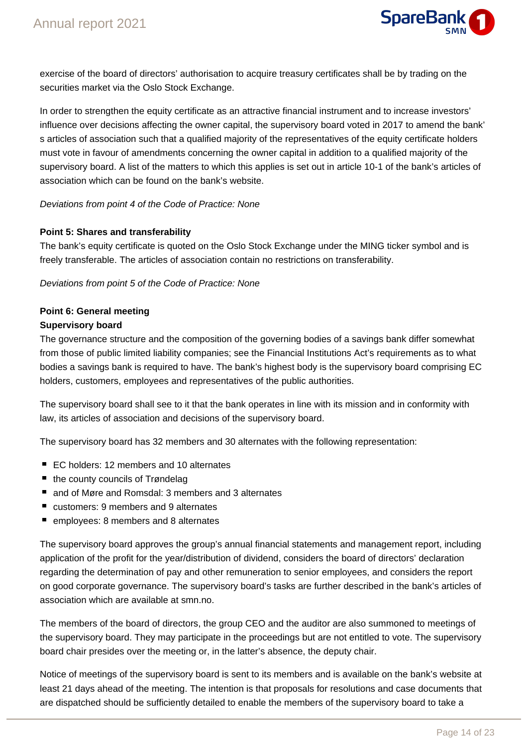exercise of the board of directors' authorisation to acquire treasury certificates shall be by trading on the securities market via the Oslo Stock Exchange.

In order to strengthen the equity certificate as an attractive financial instrument and to increase investors' influence over decisions affecting the owner capital, the supervisory board voted in 2017 to amend the bank' s articles of association such that a qualified majority of the representatives of the equity certificate holders must vote in favour of amendments concerning the owner capital in addition to a qualified majority of the supervisory board. A list of the matters to which this applies is set out in article 10-1 of the bank's articles of association which can be found on the bank's website.

*Deviations from point 4 of the Code of Practice: None*

**Point 5: Shares and transferability**

The bank's equity certificate is quoted on the Oslo Stock Exchange under the MING ticker symbol and is freely transferable. The articles of association contain no restrictions on transferability.

*Deviations from point 5 of the Code of Practice: None*

**Point 6: General meeting**

**Supervisory board**

The governance structure and the composition of the governing bodies of a savings bank differ somewhat from those of public limited liability companies; see the Financial Institutions Act's requirements as to what bodies a savings bank is required to have. The bank's highest body is the supervisory board comprising EC holders, customers, employees and representatives of the public authorities.

The supervisory board shall see to it that the bank operates in line with its mission and in conformity with law, its articles of association and decisions of the supervisory board.

The supervisory board has 32 members and 30 alternates with the following representation:

- EC holders: 12 members and 10 alternates
- the county councils of Trøndelag
- and of Møre and Romsdal: 3 members and 3 alternates
- customers: 9 members and 9 alternates
- employees: 8 members and 8 alternates

The supervisory board approves the group's annual financial statements and management report, including application of the profit for the year/distribution of dividend, considers the board of directors' declaration regarding the determination of pay and other remuneration to senior employees, and considers the report on good corporate governance. The supervisory board's tasks are further described in the bank's articles of association which are available at smn.no.

The members of the board of directors, the group CEO and the auditor are also summoned to meetings of the supervisory board. They may participate in the proceedings but are not entitled to vote. The supervisory board chair presides over the meeting or, in the latter's absence, the deputy chair.

Notice of meetings of the supervisory board is sent to its members and is available on the bank's website at least 21 days ahead of the meeting. The intention is that proposals for resolutions and case documents that are dispatched should be sufficiently detailed to enable the members of the supervisory board to take a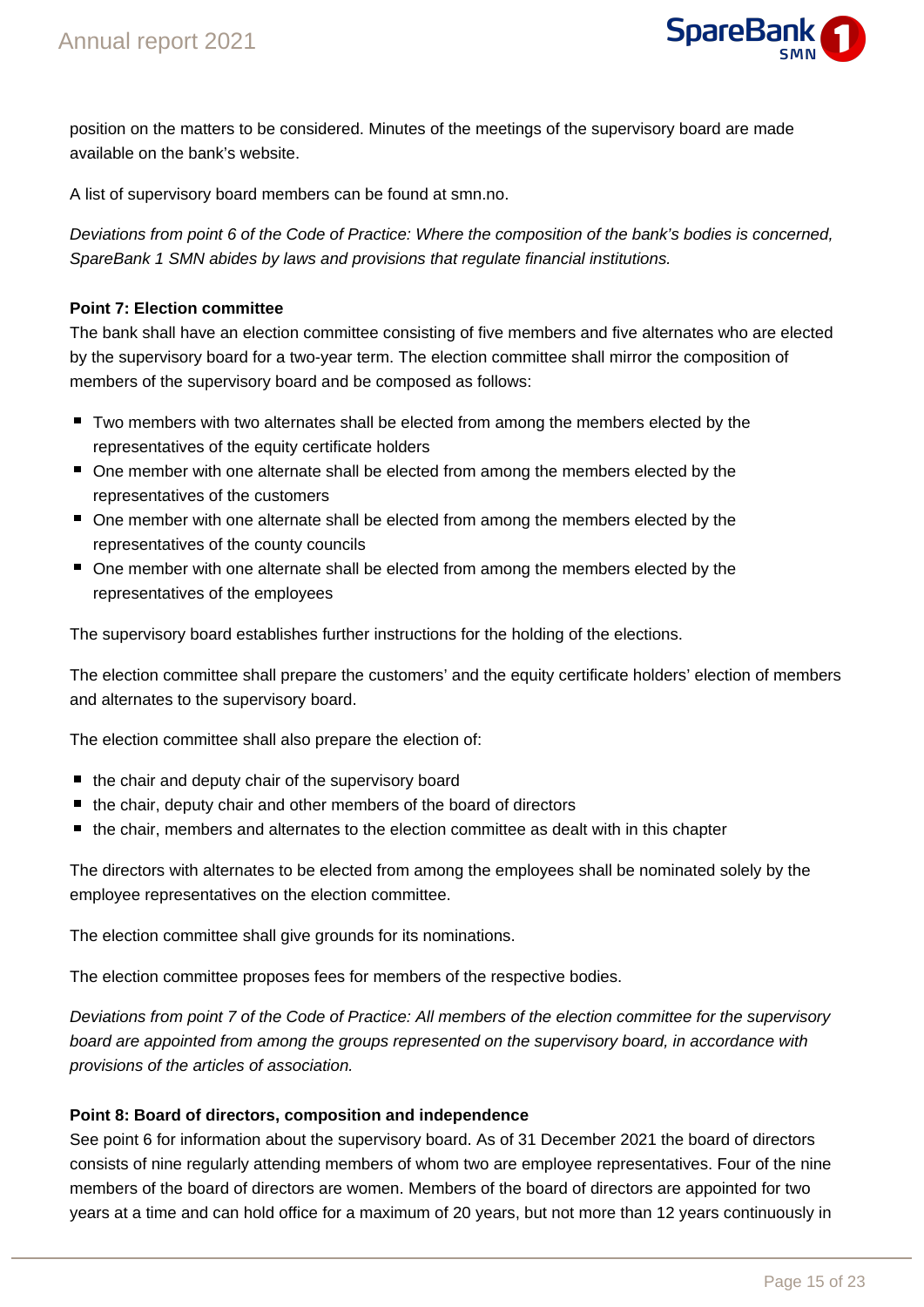position on the matters to be considered. Minutes of the meetings of the supervisory board are made available on the bank's website.

A list of supervisory board members can be found at smn.no.

*Deviations from point 6 of the Code of Practice: Where the composition of the bank's bodies is concerned, SpareBank 1 SMN abides by laws and provisions that regulate financial institutions.*

**Point 7: Election committee**

The bank shall have an election committee consisting of five members and five alternates who are elected by the supervisory board for a two-year term. The election committee shall mirror the composition of members of the supervisory board and be composed as follows:

- Two members with two alternates shall be elected from among the members elected by the representatives of the equity certificate holders
- One member with one alternate shall be elected from among the members elected by the representatives of the customers
- One member with one alternate shall be elected from among the members elected by the representatives of the county councils
- One member with one alternate shall be elected from among the members elected by the representatives of the employees

The supervisory board establishes further instructions for the holding of the elections.

The election committee shall prepare the customers' and the equity certificate holders' election of members and alternates to the supervisory board.

The election committee shall also prepare the election of:

- the chair and deputy chair of the supervisory board
- the chair, deputy chair and other members of the board of directors
- the chair, members and alternates to the election committee as dealt with in this chapter

The directors with alternates to be elected from among the employees shall be nominated solely by the employee representatives on the election committee.

The election committee shall give grounds for its nominations.

The election committee proposes fees for members of the respective bodies.

*Deviations from point 7 of the Code of Practice: All members of the election committee for the supervisory board are appointed from among the groups represented on the supervisory board, in accordance with provisions of the articles of association.*

**Point 8: Board of directors, composition and independence**

See point 6 for information about the supervisory board. As of 31 December 2021 the board of directors consists of nine regularly attending members of whom two are employee representatives. Four of the nine members of the board of directors are women. Members of the board of directors are appointed for two years at a time and can hold office for a maximum of 20 years, but not more than 12 years continuously in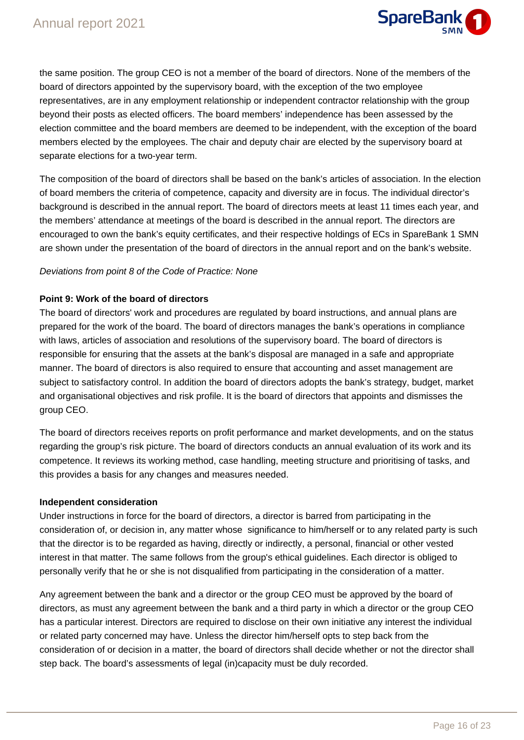the same position. The group CEO is not a member of the board of directors. None of the members of the board of directors appointed by the supervisory board, with the exception of the two employee representatives, are in any employment relationship or independent contractor relationship with the group beyond their posts as elected officers. The board members' independence has been assessed by the election committee and the board members are deemed to be independent, with the exception of the board members elected by the employees. The chair and deputy chair are elected by the supervisory board at separate elections for a two-year term.

The composition of the board of directors shall be based on the bank's articles of association. In the election of board members the criteria of competence, capacity and diversity are in focus. The individual director's background is described in the annual report. The board of directors meets at least 11 times each year, and the members' attendance at meetings of the board is described in the annual report. The directors are encouraged to own the bank's equity certificates, and their respective holdings of ECs in SpareBank 1 SMN are shown under the presentation of the board of directors in the annual report and on the bank's website.

*Deviations from point 8 of the Code of Practice: None*

**Point 9: Work of the board of directors**

The board of directors' work and procedures are regulated by board instructions, and annual plans are prepared for the work of the board. The board of directors manages the bank's operations in compliance with laws, articles of association and resolutions of the supervisory board. The board of directors is responsible for ensuring that the assets at the bank's disposal are managed in a safe and appropriate manner. The board of directors is also required to ensure that accounting and asset management are subject to satisfactory control. In addition the board of directors adopts the bank's strategy, budget, market and organisational objectives and risk profile. It is the board of directors that appoints and dismisses the group CEO.

The board of directors receives reports on profit performance and market developments, and on the status regarding the group's risk picture. The board of directors conducts an annual evaluation of its work and its competence. It reviews its working method, case handling, meeting structure and prioritising of tasks, and this provides a basis for any changes and measures needed.

**Independent consideration**

Under instructions in force for the board of directors, a director is barred from participating in the consideration of, or decision in, any matter whose significance to him/herself or to any related party is such that the director is to be regarded as having, directly or indirectly, a personal, financial or other vested interest in that matter. The same follows from the group's ethical guidelines. Each director is obliged to personally verify that he or she is not disqualified from participating in the consideration of a matter.

Any agreement between the bank and a director or the group CEO must be approved by the board of directors, as must any agreement between the bank and a third party in which a director or the group CEO has a particular interest. Directors are required to disclose on their own initiative any interest the individual or related party concerned may have. Unless the director him/herself opts to step back from the consideration of or decision in a matter, the board of directors shall decide whether or not the director shall step back. The board's assessments of legal (in)capacity must be duly recorded.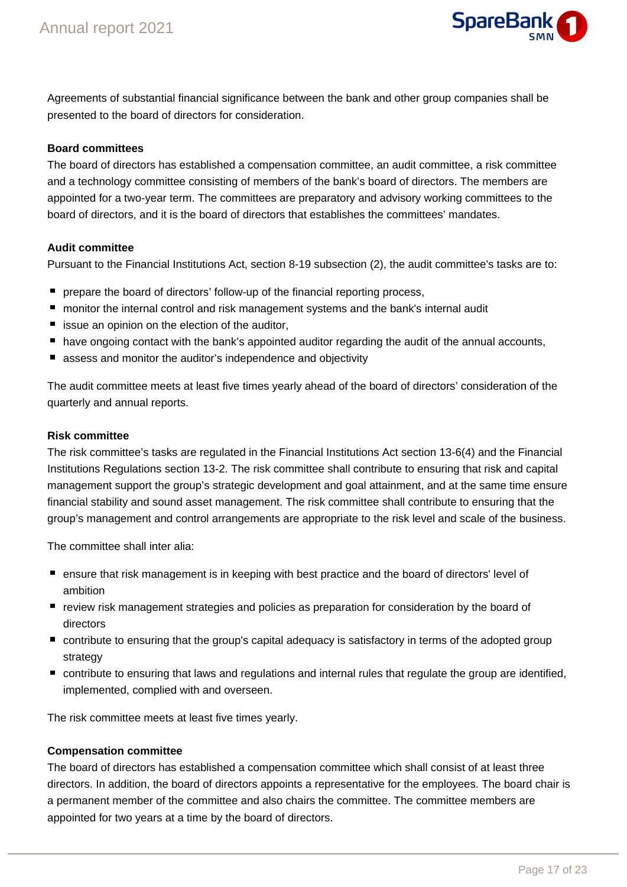Agreements of substantial financial significance between the bank and other group companies shall be presented to the board of directors for consideration.

**Board committees**

The board of directors has established a compensation committee, an audit committee, a risk committee and a technology committee consisting of members of the bank's board of directors. The members are appointed for a two-year term. The committees are preparatory and advisory working committees to the board of directors, and it is the board of directors that establishes the committees' mandates.

**Audit committee**

Pursuant to the Financial Institutions Act, section 8-19 subsection (2), the audit committee's tasks are to:

- prepare the board of directors' follow-up of the financial reporting process,
- monitor the internal control and risk management systems and the bank's internal audit
- issue an opinion on the election of the auditor,
- have ongoing contact with the bank's appointed auditor regarding the audit of the annual accounts,
- assess and monitor the auditor's independence and objectivity

The audit committee meets at least five times yearly ahead of the board of directors' consideration of the quarterly and annual reports.

**Risk committee**

The risk committee's tasks are regulated in the Financial Institutions Act section 13-6(4) and the Financial Institutions Regulations section 13-2. The risk committee shall contribute to ensuring that risk and capital management support the group's strategic development and goal attainment, and at the same time ensure financial stability and sound asset management. The risk committee shall contribute to ensuring that the group's management and control arrangements are appropriate to the risk level and scale of the business.

The committee shall inter alia:

- ensure that risk management is in keeping with best practice and the board of directors' level of ambition
- review risk management strategies and policies as preparation for consideration by the board of directors
- contribute to ensuring that the group's capital adequacy is satisfactory in terms of the adopted group strategy
- contribute to ensuring that laws and regulations and internal rules that regulate the group are identified, implemented, complied with and overseen.

The risk committee meets at least five times yearly.

**Compensation committee**

The board of directors has established a compensation committee which shall consist of at least three directors. In addition, the board of directors appoints a representative for the employees. The board chair is a permanent member of the committee and also chairs the committee. The committee members are appointed for two years at a time by the board of directors.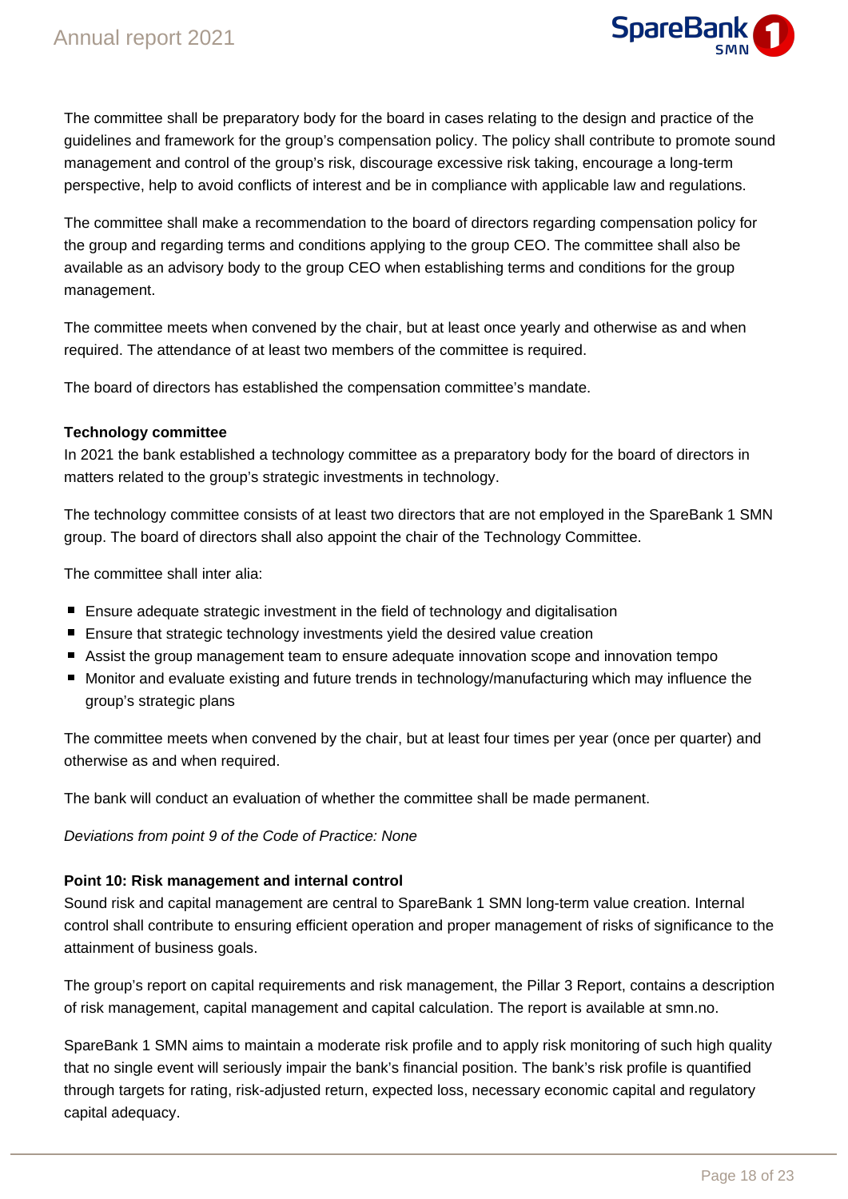The committee shall be preparatory body for the board in cases relating to the design and practice of the guidelines and framework for the group's compensation policy. The policy shall contribute to promote sound management and control of the group's risk, discourage excessive risk taking, encourage a long-term perspective, help to avoid conflicts of interest and be in compliance with applicable law and regulations.

The committee shall make a recommendation to the board of directors regarding compensation policy for the group and regarding terms and conditions applying to the group CEO. The committee shall also be available as an advisory body to the group CEO when establishing terms and conditions for the group management.

The committee meets when convened by the chair, but at least once yearly and otherwise as and when required. The attendance of at least two members of the committee is required.

The board of directors has established the compensation committee's mandate.

**Technology committee**

In 2021 the bank established a technology committee as a preparatory body for the board of directors in matters related to the group's strategic investments in technology.

The technology committee consists of at least two directors that are not employed in the SpareBank 1 SMN group. The board of directors shall also appoint the chair of the Technology Committee.

The committee shall inter alia:

- Ensure adequate strategic investment in the field of technology and digitalisation
- Ensure that strategic technology investments yield the desired value creation
- Assist the group management team to ensure adequate innovation scope and innovation tempo
- Monitor and evaluate existing and future trends in technology/manufacturing which may influence the group's strategic plans

The committee meets when convened by the chair, but at least four times per year (once per quarter) and otherwise as and when required.

The bank will conduct an evaluation of whether the committee shall be made permanent.

*Deviations from point 9 of the Code of Practice: None*

**Point 10: Risk management and internal control**

Sound risk and capital management are central to SpareBank 1 SMN long-term value creation. Internal control shall contribute to ensuring efficient operation and proper management of risks of significance to the attainment of business goals.

The group's report on capital requirements and risk management, the Pillar 3 Report, contains a description of risk management, capital management and capital calculation. The report is available at smn.no.

SpareBank 1 SMN aims to maintain a moderate risk profile and to apply risk monitoring of such high quality that no single event will seriously impair the bank's financial position. The bank's risk profile is quantified through targets for rating, risk-adjusted return, expected loss, necessary economic capital and regulatory capital adequacy.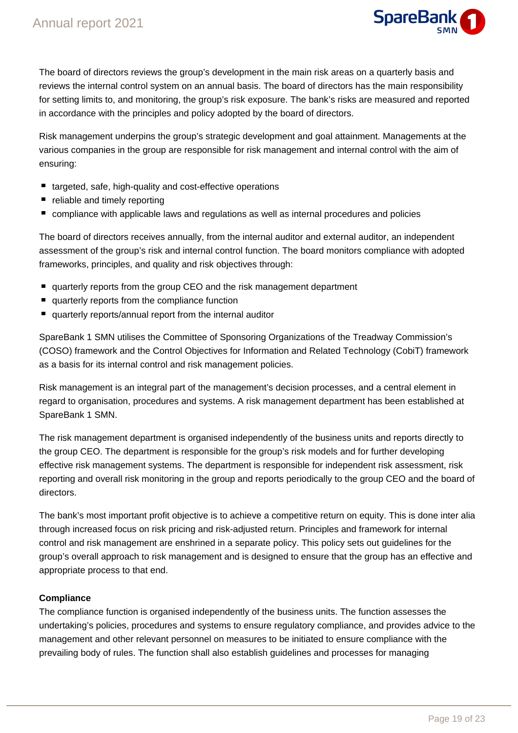The board of directors reviews the group's development in the main risk areas on a quarterly basis and reviews the internal control system on an annual basis. The board of directors has the main responsibility for setting limits to, and monitoring, the group's risk exposure. The bank's risks are measured and reported in accordance with the principles and policy adopted by the board of directors.

Risk management underpins the group's strategic development and goal attainment. Managements at the various companies in the group are responsible for risk management and internal control with the aim of ensuring:

- targeted, safe, high-quality and cost-effective operations
- reliable and timely reporting
- compliance with applicable laws and regulations as well as internal procedures and policies

The board of directors receives annually, from the internal auditor and external auditor, an independent assessment of the group's risk and internal control function. The board monitors compliance with adopted frameworks, principles, and quality and risk objectives through:

- quarterly reports from the group CEO and the risk management department
- quarterly reports from the compliance function
- quarterly reports/annual report from the internal auditor

SpareBank 1 SMN utilises the Committee of Sponsoring Organizations of the Treadway Commission's (COSO) framework and the Control Objectives for Information and Related Technology (CobiT) framework as a basis for its internal control and risk management policies.

Risk management is an integral part of the management's decision processes, and a central element in regard to organisation, procedures and systems. A risk management department has been established at SpareBank 1 SMN.

The risk management department is organised independently of the business units and reports directly to the group CEO. The department is responsible for the group's risk models and for further developing effective risk management systems. The department is responsible for independent risk assessment, risk reporting and overall risk monitoring in the group and reports periodically to the group CEO and the board of directors.

The bank's most important profit objective is to achieve a competitive return on equity. This is done inter alia through increased focus on risk pricing and risk-adjusted return. Principles and framework for internal control and risk management are enshrined in a separate policy. This policy sets out guidelines for the group's overall approach to risk management and is designed to ensure that the group has an effective and appropriate process to that end.

**Compliance**

The compliance function is organised independently of the business units. The function assesses the undertaking's policies, procedures and systems to ensure regulatory compliance, and provides advice to the management and other relevant personnel on measures to be initiated to ensure compliance with the prevailing body of rules. The function shall also establish guidelines and processes for managing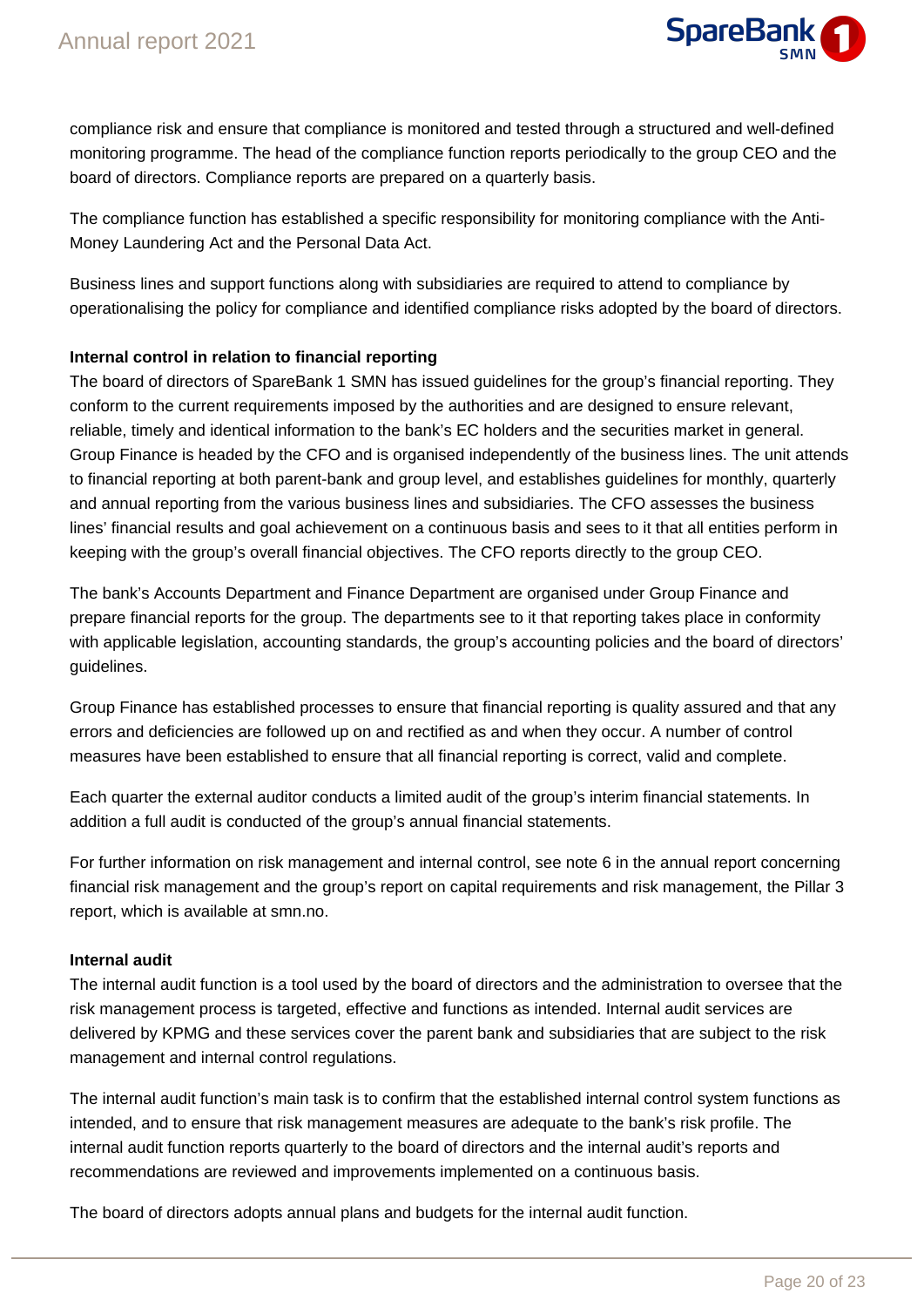compliance risk and ensure that compliance is monitored and tested through a structured and well-defined monitoring programme. The head of the compliance function reports periodically to the group CEO and the board of directors. Compliance reports are prepared on a quarterly basis.

The compliance function has established a specific responsibility for monitoring compliance with the Anti-Money Laundering Act and the Personal Data Act.

Business lines and support functions along with subsidiaries are required to attend to compliance by operationalising the policy for compliance and identified compliance risks adopted by the board of directors.

**Internal control in relation to financial reporting**

The board of directors of SpareBank 1 SMN has issued guidelines for the group's financial reporting. They conform to the current requirements imposed by the authorities and are designed to ensure relevant, reliable, timely and identical information to the bank's EC holders and the securities market in general. Group Finance is headed by the CFO and is organised independently of the business lines. The unit attends to financial reporting at both parent-bank and group level, and establishes guidelines for monthly, quarterly and annual reporting from the various business lines and subsidiaries. The CFO assesses the business lines' financial results and goal achievement on a continuous basis and sees to it that all entities perform in keeping with the group's overall financial objectives. The CFO reports directly to the group CEO.

The bank's Accounts Department and Finance Department are organised under Group Finance and prepare financial reports for the group. The departments see to it that reporting takes place in conformity with applicable legislation, accounting standards, the group's accounting policies and the board of directors' guidelines.

Group Finance has established processes to ensure that financial reporting is quality assured and that any errors and deficiencies are followed up on and rectified as and when they occur. A number of control measures have been established to ensure that all financial reporting is correct, valid and complete.

Each quarter the external auditor conducts a limited audit of the group's interim financial statements. In addition a full audit is conducted of the group's annual financial statements.

For further information on risk management and internal control, see note 6 in the annual report concerning financial risk management and the group's report on capital requirements and risk management, the Pillar 3 report, which is available at smn.no.

**Internal audit**

The internal audit function is a tool used by the board of directors and the administration to oversee that the risk management process is targeted, effective and functions as intended. Internal audit services are delivered by KPMG and these services cover the parent bank and subsidiaries that are subject to the risk management and internal control regulations.

The internal audit function's main task is to confirm that the established internal control system functions as intended, and to ensure that risk management measures are adequate to the bank's risk profile. The internal audit function reports quarterly to the board of directors and the internal audit's reports and recommendations are reviewed and improvements implemented on a continuous basis.

The board of directors adopts annual plans and budgets for the internal audit function.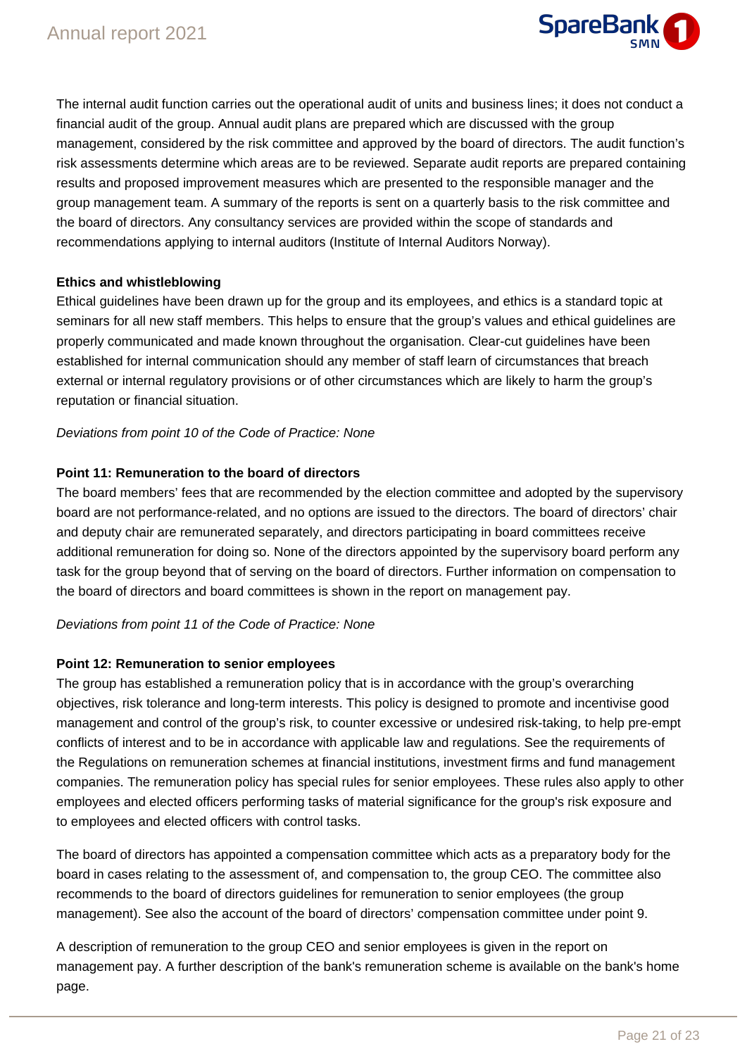The internal audit function carries out the operational audit of units and business lines; it does not conduct a financial audit of the group. Annual audit plans are prepared which are discussed with the group management, considered by the risk committee and approved by the board of directors. The audit function's risk assessments determine which areas are to be reviewed. Separate audit reports are prepared containing results and proposed improvement measures which are presented to the responsible manager and the group management team. A summary of the reports is sent on a quarterly basis to the risk committee and the board of directors. Any consultancy services are provided within the scope of standards and recommendations applying to internal auditors (Institute of Internal Auditors Norway).

**Ethics and whistleblowing**

Ethical guidelines have been drawn up for the group and its employees, and ethics is a standard topic at seminars for all new staff members. This helps to ensure that the group's values and ethical guidelines are properly communicated and made known throughout the organisation. Clear-cut guidelines have been established for internal communication should any member of staff learn of circumstances that breach external or internal regulatory provisions or of other circumstances which are likely to harm the group's reputation or financial situation.

*Deviations from point 10 of the Code of Practice: None*

**Point 11: Remuneration to the board of directors**

The board members' fees that are recommended by the election committee and adopted by the supervisory board are not performance-related, and no options are issued to the directors. The board of directors' chair and deputy chair are remunerated separately, and directors participating in board committees receive additional remuneration for doing so. None of the directors appointed by the supervisory board perform any task for the group beyond that of serving on the board of directors. Further information on compensation to the board of directors and board committees is shown in the report on management pay.

*Deviations from point 11 of the Code of Practice: None*

**Point 12: Remuneration to senior employees**

The group has established a remuneration policy that is in accordance with the group's overarching objectives, risk tolerance and long-term interests. This policy is designed to promote and incentivise good management and control of the group's risk, to counter excessive or undesired risk-taking, to help pre-empt conflicts of interest and to be in accordance with applicable law and regulations. See the requirements of the Regulations on remuneration schemes at financial institutions, investment firms and fund management companies. The remuneration policy has special rules for senior employees. These rules also apply to other employees and elected officers performing tasks of material significance for the group's risk exposure and to employees and elected officers with control tasks.

The board of directors has appointed a compensation committee which acts as a preparatory body for the board in cases relating to the assessment of, and compensation to, the group CEO. The committee also recommends to the board of directors guidelines for remuneration to senior employees (the group management). See also the account of the board of directors' compensation committee under point 9.

A description of remuneration to the group CEO and senior employees is given in the report on management pay. A further description of the bank's remuneration scheme is available on the bank's home page.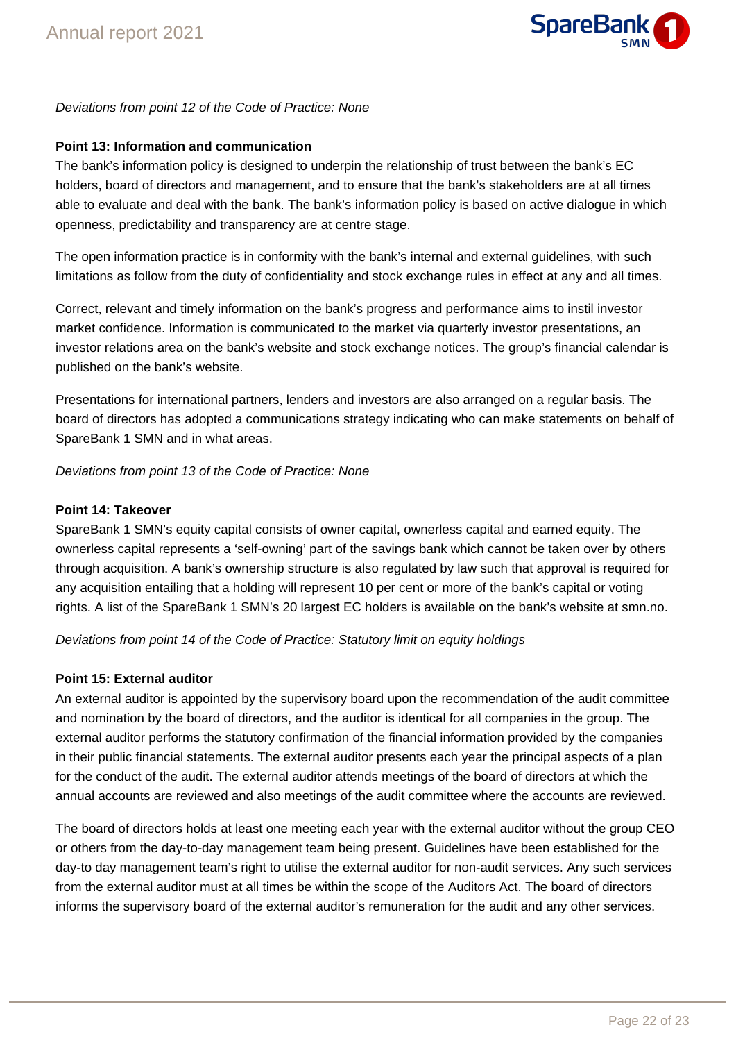*Deviations from point 12 of the Code of Practice: None*

**Point 13: Information and communication**

The bank's information policy is designed to underpin the relationship of trust between the bank's EC holders, board of directors and management, and to ensure that the bank's stakeholders are at all times able to evaluate and deal with the bank. The bank's information policy is based on active dialogue in which openness, predictability and transparency are at centre stage.

The open information practice is in conformity with the bank's internal and external guidelines, with such limitations as follow from the duty of confidentiality and stock exchange rules in effect at any and all times.

Correct, relevant and timely information on the bank's progress and performance aims to instil investor market confidence. Information is communicated to the market via quarterly investor presentations, an investor relations area on the bank's website and stock exchange notices. The group's financial calendar is published on the bank's website.

Presentations for international partners, lenders and investors are also arranged on a regular basis. The board of directors has adopted a communications strategy indicating who can make statements on behalf of SpareBank 1 SMN and in what areas.

*Deviations from point 13 of the Code of Practice: None*

**Point 14: Takeover**

SpareBank 1 SMN's equity capital consists of owner capital, ownerless capital and earned equity. The ownerless capital represents a 'self-owning' part of the savings bank which cannot be taken over by others through acquisition. A bank's ownership structure is also regulated by law such that approval is required for any acquisition entailing that a holding will represent 10 per cent or more of the bank's capital or voting rights. A list of the SpareBank 1 SMN's 20 largest EC holders is available on the bank's website at smn.no.

*Deviations from point 14 of the Code of Practice: Statutory limit on equity holdings*

**Point 15: External auditor**

An external auditor is appointed by the supervisory board upon the recommendation of the audit committee and nomination by the board of directors, and the auditor is identical for all companies in the group. The external auditor performs the statutory confirmation of the financial information provided by the companies in their public financial statements. The external auditor presents each year the principal aspects of a plan for the conduct of the audit. The external auditor attends meetings of the board of directors at which the annual accounts are reviewed and also meetings of the audit committee where the accounts are reviewed.

The board of directors holds at least one meeting each year with the external auditor without the group CEO or others from the day-to-day management team being present. Guidelines have been established for the day-to day management team's right to utilise the external auditor for non-audit services. Any such services from the external auditor must at all times be within the scope of the Auditors Act. The board of directors informs the supervisory board of the external auditor's remuneration for the audit and any other services.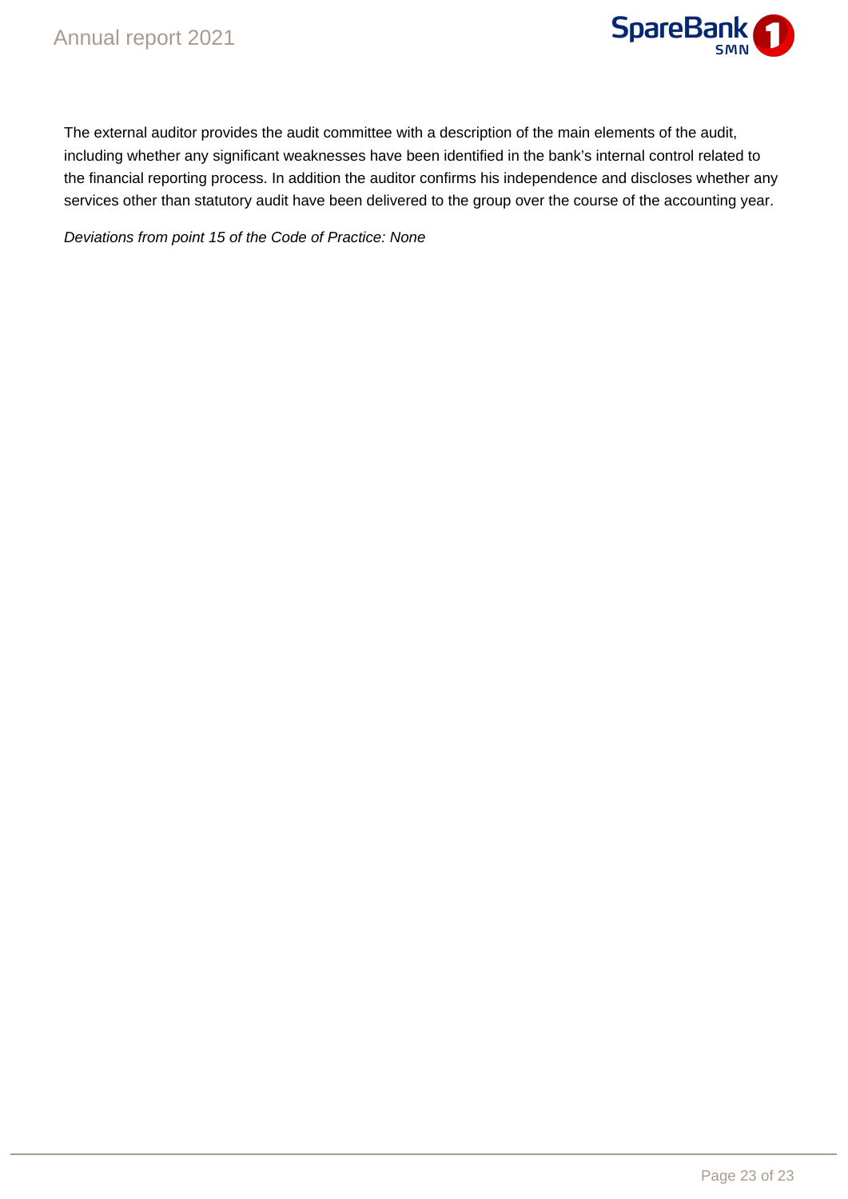The external auditor provides the audit committee with a description of the main elements of the audit, including whether any significant weaknesses have been identified in the bank's internal control related to the financial reporting process. In addition the auditor confirms his independence and discloses whether any services other than statutory audit have been delivered to the group over the course of the accounting year.

*Deviations from point 15 of the Code of Practice: None*